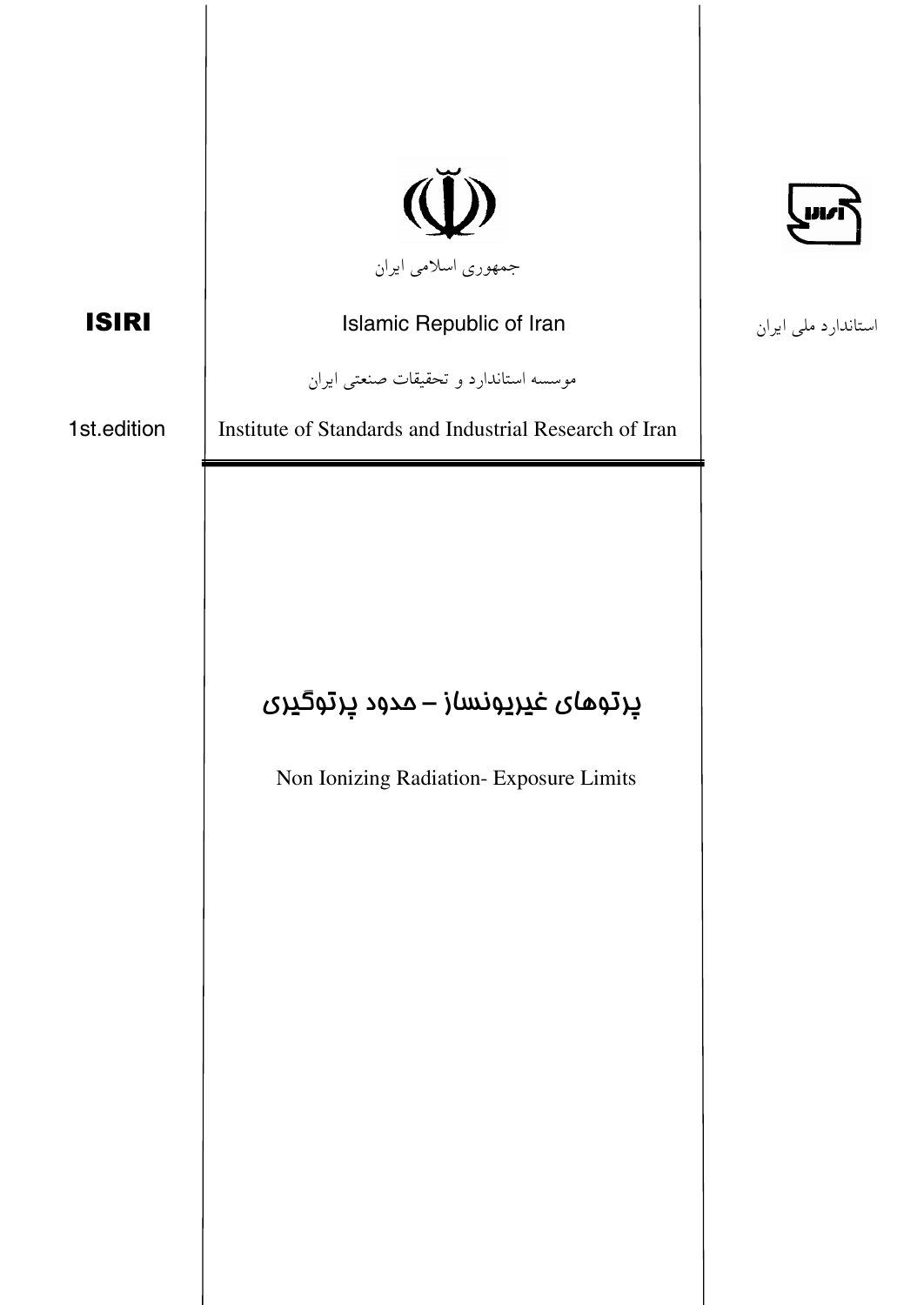استاندارد ملی ایران

**ISIRI**

1st.edition

جمهوری اسلامی ایران

Islamic Republic of Iran

موسسه استاندارد و تحقیقات صنعتی ایران

Institute of Standards and Industrial Research of Iran

# پرتوهای غیریونساز – حدود پرتوگیری

# Non Ionizing Radiation- Exposure Limits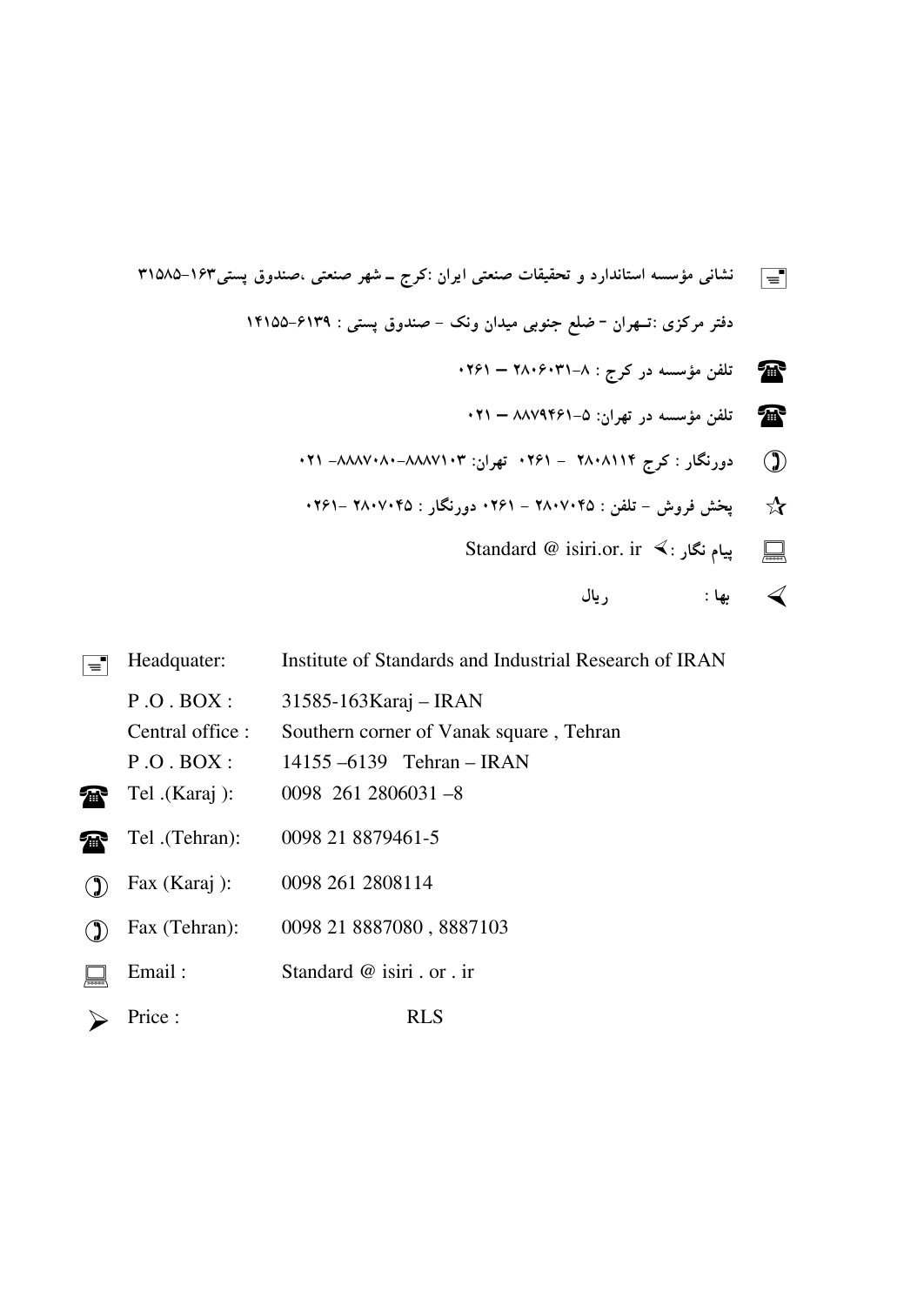نشانی مؤسسه استاندارد و تحقیقات صنعتی ایران :کرج ـ شهر صنعتی ،صندوق پستی۱۶۳-۳۱۵۸۵

دفتر مرکزی :تهران - ضلع جنوبی میدان ونک - صندوق پستی : ۶۱۳۹-۱۴۱۵۵

تلفن مؤسسه در کرج : ۸-۲۸۰۶۰۳۱ – ۰۲۶۱

تلفن مؤسسه در تهران: ۵-۸۸۷۹۴۶۱ – ۰۲۱

دورنگار : کرج ۲۸۰۸۱۱۴ - ۰۲۶۱ تهران: ۸۸۸۷۱۰۳-۸۸۸۷۰۸۰- ۰۲۱

پخش فروش - تلفن : ۲۸۰۷۰۴۵ - ۰۲۶۱ دورنگار : ۲۸۰۷۰۴۵ -۰۲۶۱

پیام نگار : Standard @ isiri.or. ir

بها : ریال

| | |
|---|---|
| Headquater: | Institute of Standards and Industrial Research of IRAN |
| P .O . BOX : | 31585-163Karaj – IRAN |
| Central office : | Southern corner of Vanak square , Tehran |
| P .O . BOX : | 14155 –6139 Tehran – IRAN |
| Tel .(Karaj ): | 0098 261 2806031 –8 |
| Tel .(Tehran): | 0098 21 8879461-5 |
| Fax (Karaj ): | 0098 261 2808114 |
| Fax (Tehran): | 0098 21 8887080 , 8887103 |
| Email : | Standard @ isiri . or . ir |
| Price : | RLS |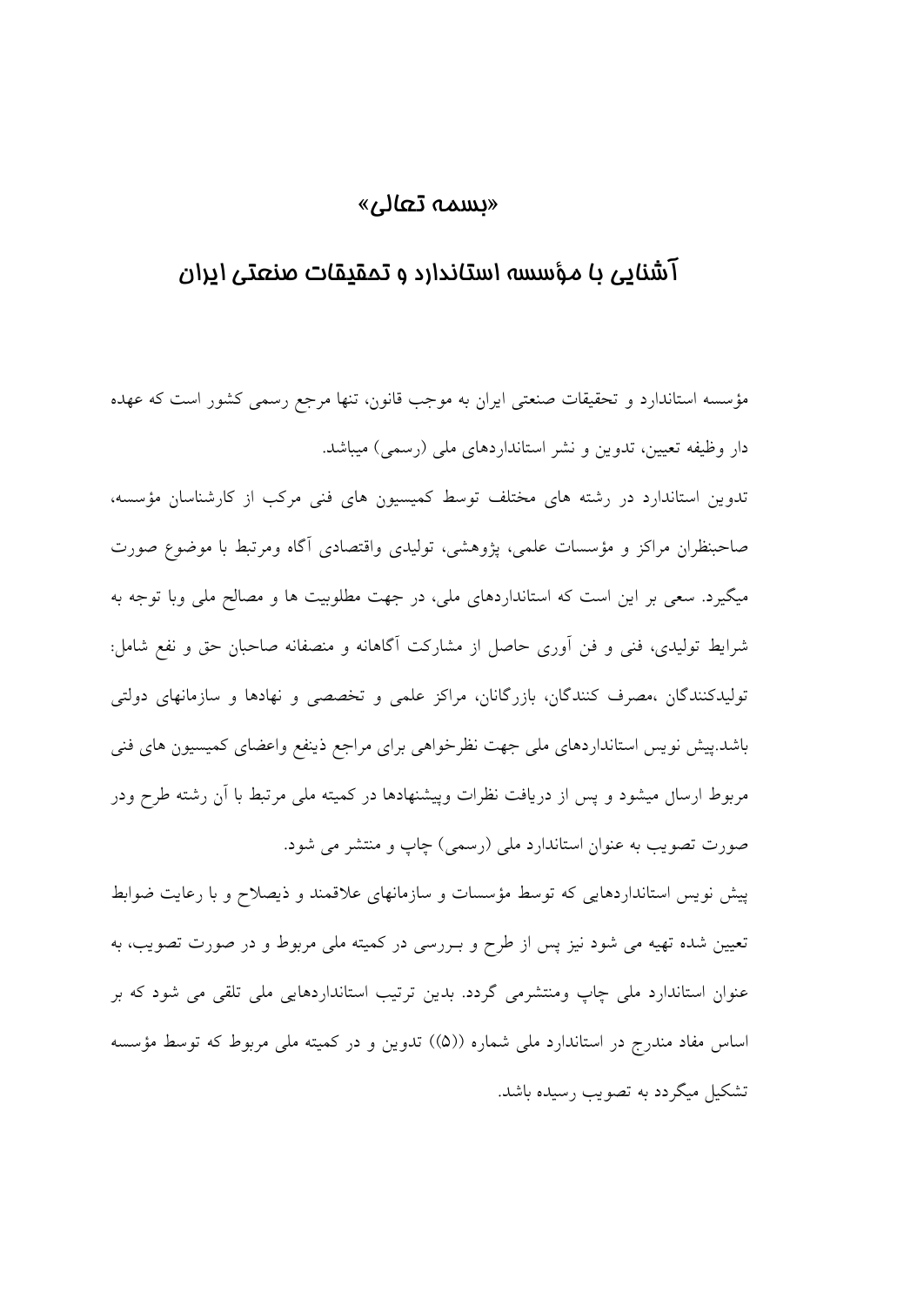«بسمه تعالی»

## آشنایی با مؤسسه استاندارد و تحقیقات صنعتی ایران

مؤسسه استاندارد و تحقیقات صنعتی ایران به موجب قانون، تنها مرجع رسمی کشور است که عهده دار وظیفه تعیین، تدوین و نشر استانداردهای ملی (رسمی) میباشد.

تدوین استاندارد در رشته های مختلف توسط کمیسیون های فنی مرکب از کارشناسان مؤسسه، صاحبنظران مراکز و مؤسسات علمی، پژوهشی، تولیدی واقتصادی آگاه ومرتبط با موضوع صورت میگیرد. سعی بر این است که استانداردهای ملی، در جهت مطلوبیت ها و مصالح ملی وبا توجه به شرایط تولیدی، فنی و فن آوری حاصل از مشارکت آگاهانه و منصفانه صاحبان حق و نفع شامل: تولیدکنندگان ،مصرف کنندگان، بازرگانان، مراکز علمی و تخصصی و نهادها و سازمانهای دولتی باشد.پیش نویس استانداردهای ملی جهت نظرخواهی برای مراجع ذینفع واعضای کمیسیون های فنی مربوط ارسال میشود و پس از دریافت نظرات وپیشنهادها در کمیته ملی مرتبط با آن رشته طرح ودر صورت تصویب به عنوان استاندارد ملی (رسمی) چاپ و منتشر می شود.

پیش نویس استانداردهایی که توسط مؤسسات و سازمانهای علاقمند و ذیصلاح و با رعایت ضوابط تعیین شده تهیه می شود نیز پس از طرح و بررسی در کمیته ملی مربوط و در صورت تصویب، به عنوان استاندارد ملی چاپ ومنتشرمی گردد. بدین ترتیب استانداردهایی ملی تلقی می شود که بر اساس مفاد مندرج در استاندارد ملی شماره ((۵)) تدوین و در کمیته ملی مربوط که توسط مؤسسه تشکیل میگردد به تصویب رسیده باشد.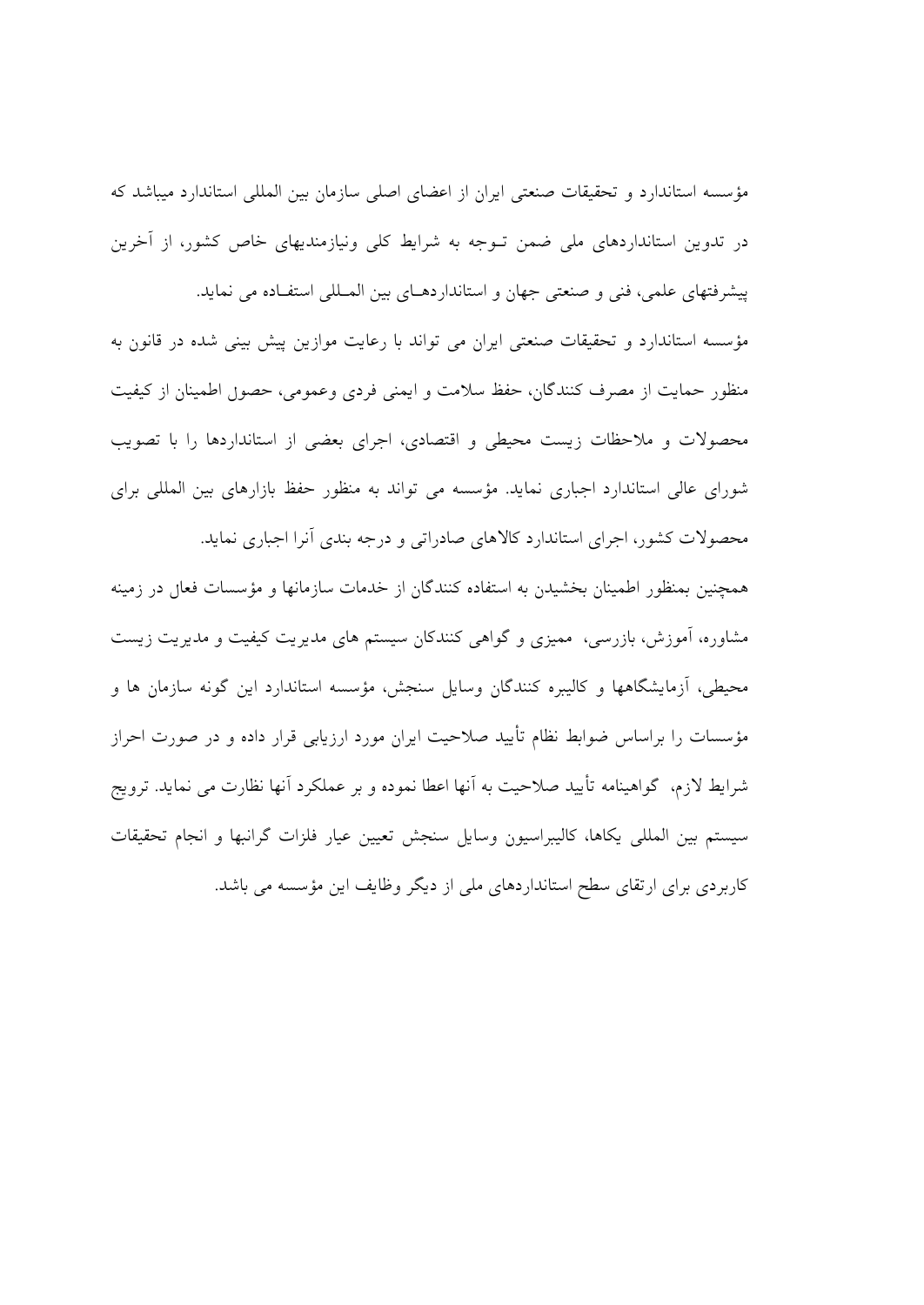مؤسسه استاندارد و تحقیقات صنعتی ایران از اعضای اصلی سازمان بین المللی استاندارد میباشد که در تدوین استانداردهای ملی ضمن تـوجه به شرایط کلی ونیازمندیهای خاص کشور، از آخرین پیشرفتهای علمی، فنی و صنعتی جهان و استانداردهـای بین المـللی استفـاده می نماید.

مؤسسه استاندارد و تحقیقات صنعتی ایران می تواند با رعایت موازین پیش بینی شده در قانون به منظور حمایت از مصرف کنندگان، حفظ سلامت و ایمنی فردی وعمومی، حصول اطمینان از کیفیت محصولات و ملاحظات زیست محیطی و اقتصادی، اجرای بعضی از استانداردها را با تصویب شورای عالی استاندارد اجباری نماید. مؤسسه می تواند به منظور حفظ بازارهای بین المللی برای محصولات کشور، اجرای استاندارد کالاهای صادراتی و درجه بندی آنرا اجباری نماید.

همچنین بمنظور اطمینان بخشیدن به استفاده کنندگان از خدمات سازمانها و مؤسسات فعال در زمینه مشاوره، آموزش، بازرسی، ممیزی و گواهی کنندکان سیستم های مدیریت کیفیت و مدیریت زیست محیطی، آزمایشگاهها و کالیبره کنندگان وسایل سنجش، مؤسسه استاندارد این گونه سازمان ها و مؤسسات را براساس ضوابط نظام تأیید صلاحیت ایران مورد ارزیابی قرار داده و در صورت احراز شرایط لازم، گواهینامه تأیید صلاحیت به آنها اعطا نموده و بر عملکرد آنها نظارت می نماید. ترویج سیستم بین المللی یکاها، کالیبراسیون وسایل سنجش تعیین عیار فلزات گرانبها و انجام تحقیقات کاربردی برای ارتقای سطح استانداردهای ملی از دیگر وظایف این مؤسسه می باشد.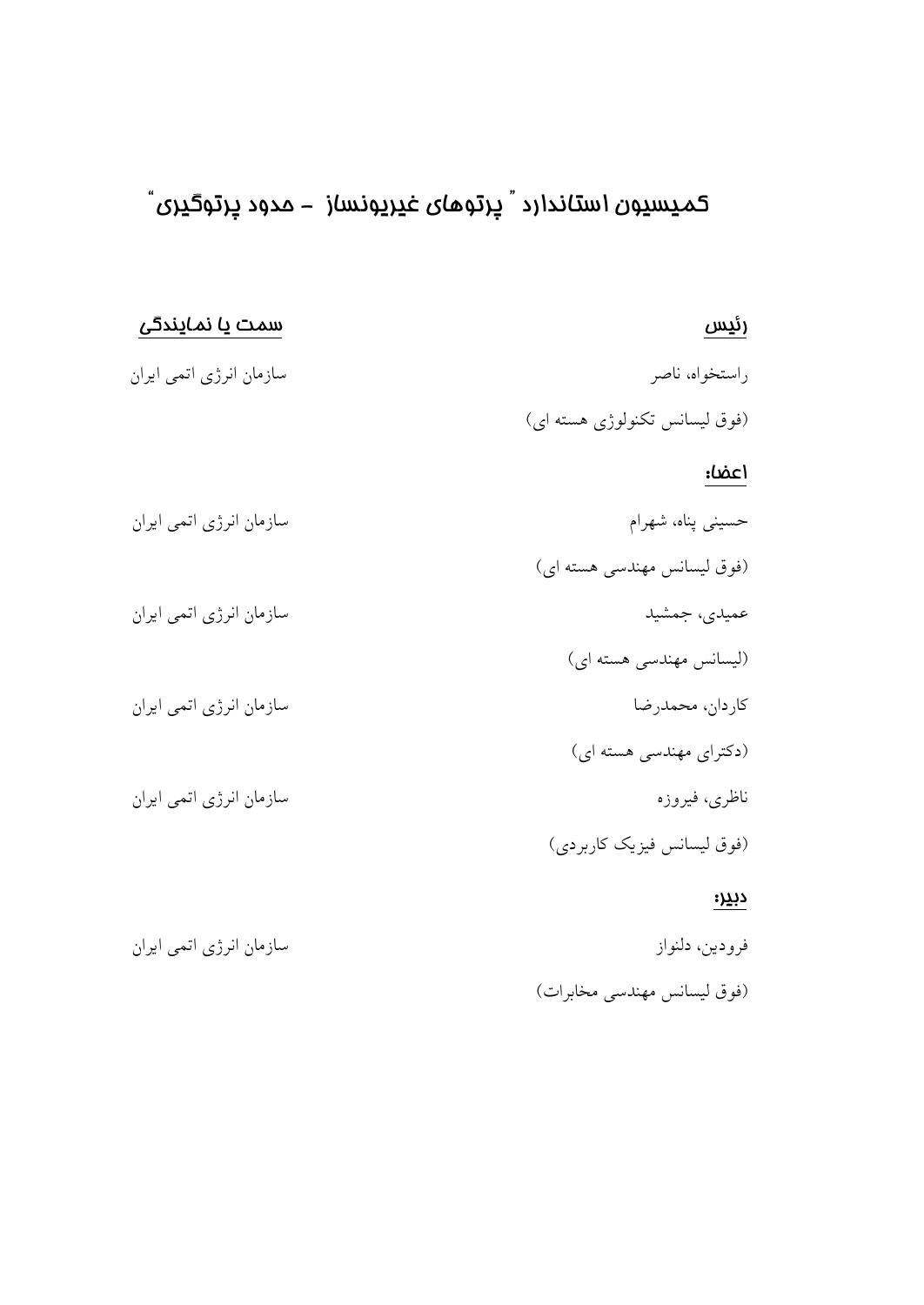# کمیسیون استاندارد " پرتوهای غیریونساز – حدود پرتوگیری"

| رئیس | سمت یا نمایندگی |
|---|---|
| راستخواه، ناصر<br>(فوق لیسانس تکنولوژی هسته ای) | سازمان انرژی اتمی ایران |
| **اعضاء:** | |
| حسینی پناه، شهرام<br>(فوق لیسانس مهندسی هسته ای) | سازمان انرژی اتمی ایران |
| عمیدی، جمشید<br>(لیسانس مهندسی هسته ای) | سازمان انرژی اتمی ایران |
| کاردان، محمدرضا<br>(دکترای مهندسی هسته ای) | سازمان انرژی اتمی ایران |
| ناظری، فیروزه<br>(فوق لیسانس فیزیک کاربردی) | سازمان انرژی اتمی ایران |
| **دبیر:** | |
| فرودین، دلنواز<br>(فوق لیسانس مهندسی مخابرات) | سازمان انرژی اتمی ایران |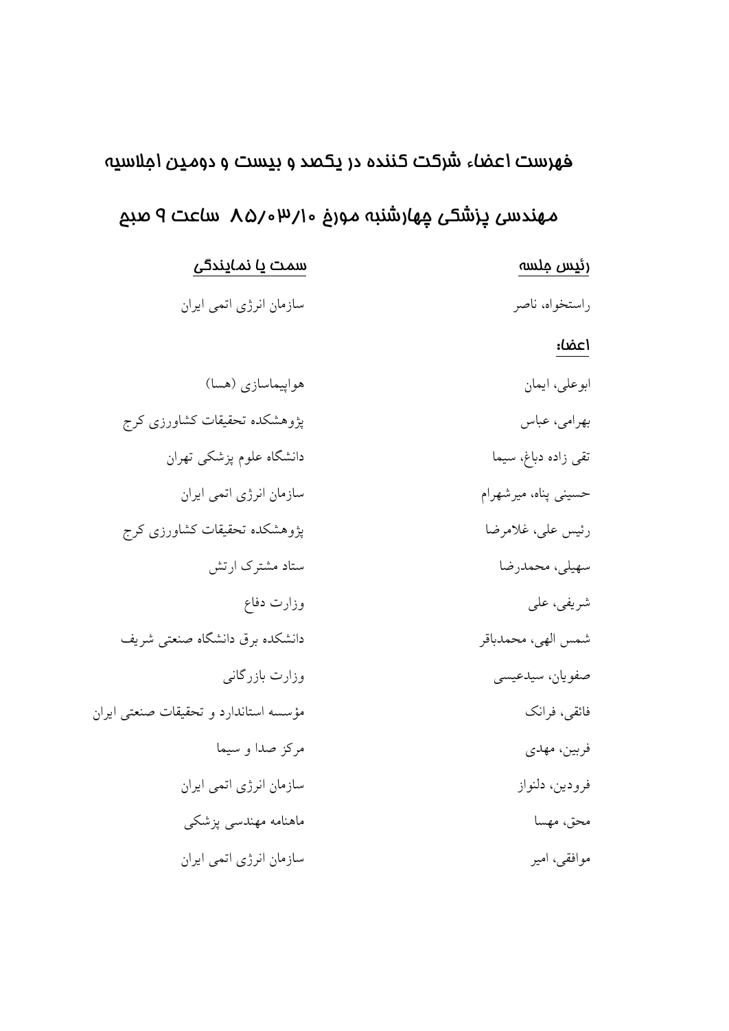## فهرست اعضاء شرکت کننده در یکصد و بیست و دومین اجلاسیه

## مهندسی پزشکی چهارشنبه مورخ ۸۵/۰۳/۱۰ ساعت ۹ صبح

| رئیس جلسه | سمت یا نمایندگی |
| --- | --- |
| راستخواه، ناصر | سازمان انرژی اتمی ایران |
| **اعضاء** | |
| ابوعلی، ایمان | هواپیماسازی (هسا) |
| بهرامی، عباس | پژوهشکده تحقیقات کشاورزی کرج |
| تقی زاده دباغ، سیما | دانشگاه علوم پزشکی تهران |
| حسینی پناه، میرشهرام | سازمان انرژی اتمی ایران |
| رئیس علی، غلامرضا | پژوهشکده تحقیقات کشاورزی کرج |
| سهیلی، محمدرضا | ستاد مشترک ارتش |
| شریفی، علی | وزارت دفاع |
| شمس الهی، محمدباقر | دانشکده برق دانشگاه صنعتی شریف |
| صفویان، سیدعیسی | وزارت بازرگانی |
| فائقی، فرانک | مؤسسه استاندارد و تحقیقات صنعتی ایران |
| فربین، مهدی | مرکز صدا و سیما |
| فرودین، دلنواز | سازمان انرژی اتمی ایران |
| محق، مهسا | ماهنامه مهندسی پزشکی |
| موافقی، امیر | سازمان انرژی اتمی ایران |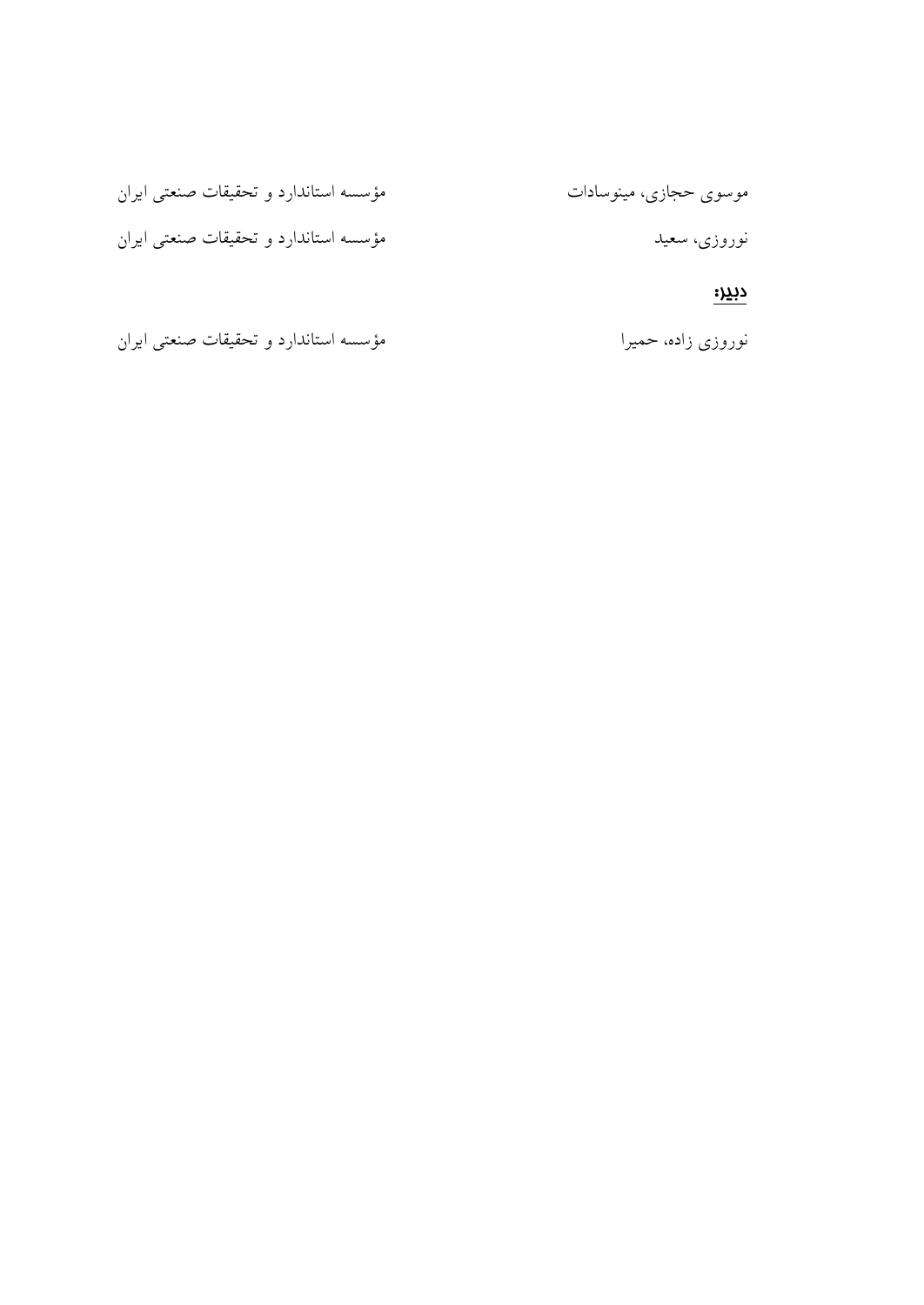| | |
|---|---|
| موسوی حجازی، مینوسادات | مؤسسه استاندارد و تحقیقات صنعتی ایران |
| نوروزی، سعید | مؤسسه استاندارد و تحقیقات صنعتی ایران |

**دبیر:**

| | |
|---|---|
| نوروزی زاده، حمیرا | مؤسسه استاندارد و تحقیقات صنعتی ایران |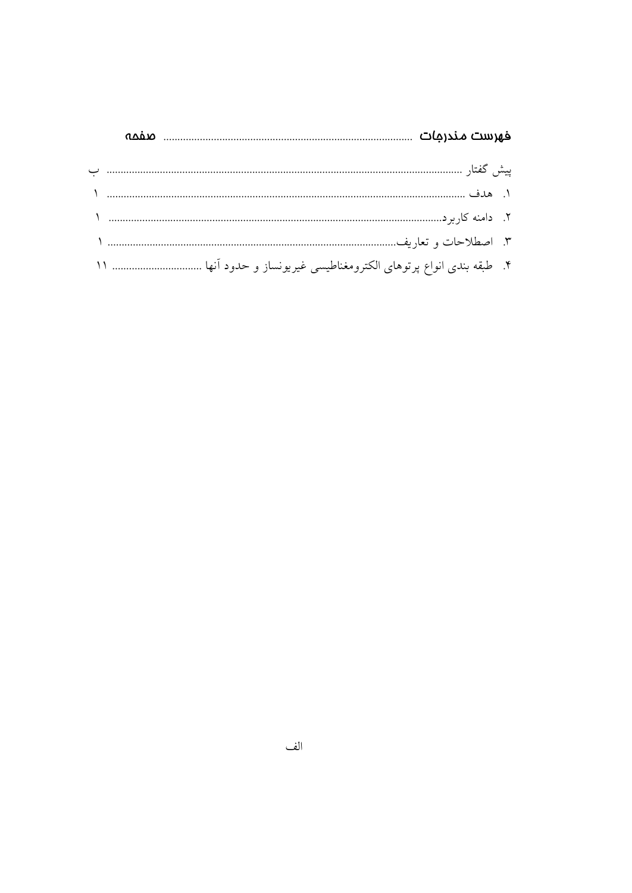## فهرست مندرجات ........................................................................................ صفحه

پیش گفتار ............................................................................................................................ ب

۱. هدف ............................................................................................................................ ۱

۲. دامنه کاربرد..................................................................................................................... ۱

۳. اصطلاحات و تعاریف........................................................................................................ ۱

۴. طبقه بندی انواع پرتوهای الکترومغناطیسی غیریونساز و حدود آنها ................................. ۱۱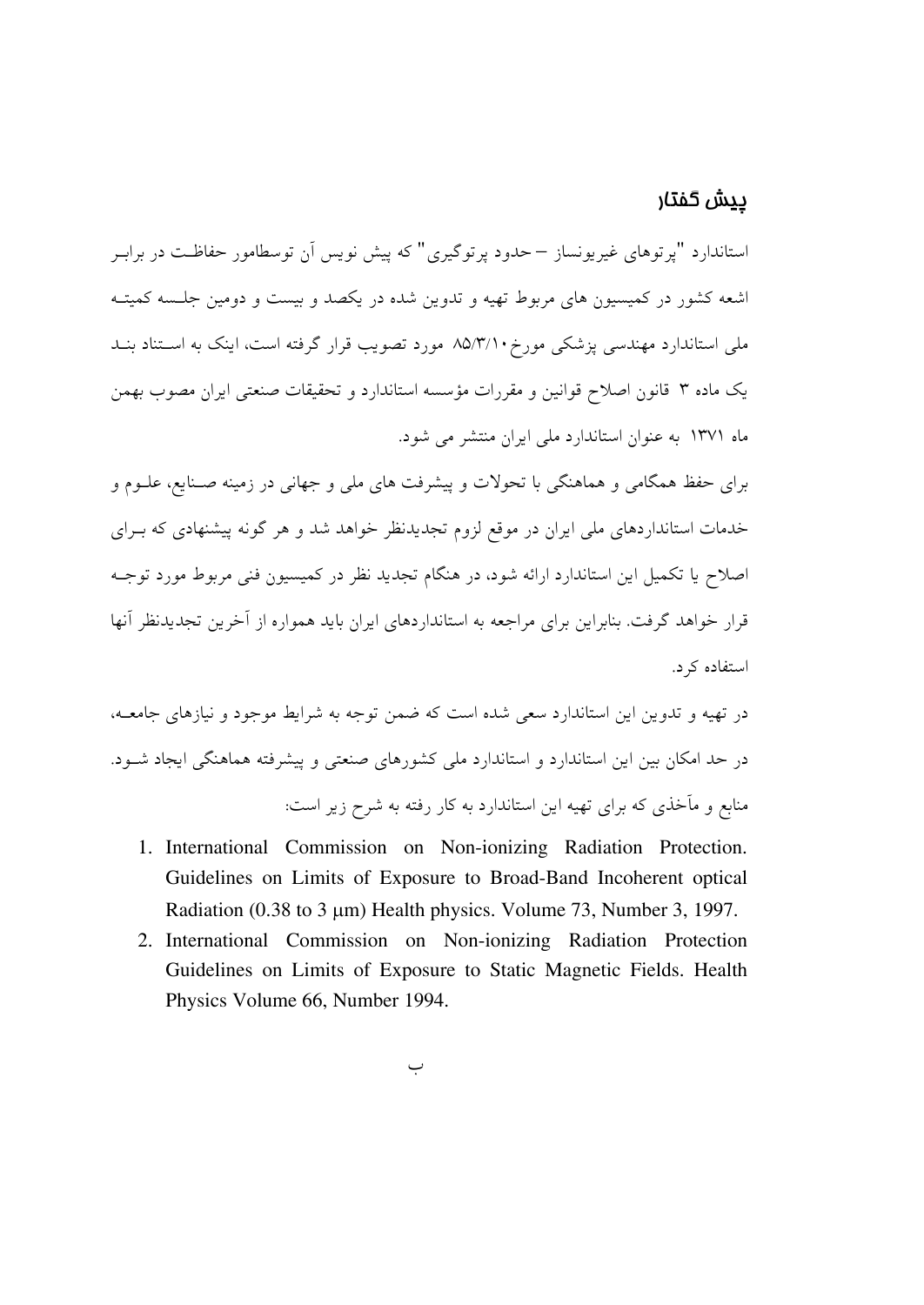## پیش گفتار

استاندارد "پرتوهای غیریونساز – حدود پرتوگیری" که پیش نویس آن توسطامور حفاظت در برابر اشعه کشور در کمیسیون های مربوط تهیه و تدوین شده در یکصد و بیست و دومین جلسه کمیته ملی استاندارد مهندسی پزشکی مورخ ۸۵/۳/۱۰ مورد تصویب قرار گرفته است، اینک به استناد بند یک ماده ۳ قانون اصلاح قوانین و مقررات مؤسسه استاندارد و تحقیقات صنعتی ایران مصوب بهمن ماه ۱۳۷۱ به عنوان استاندارد ملی ایران منتشر می شود.

برای حفظ همگامی و هماهنگی با تحولات و پیشرفت های ملی و جهانی در زمینه صنایع، علوم و خدمات استانداردهای ملی ایران در موقع لزوم تجدیدنظر خواهد شد و هر گونه پیشنهادی که برای اصلاح یا تکمیل این استاندارد ارائه شود، در هنگام تجدید نظر در کمیسیون فنی مربوط مورد توجه قرار خواهد گرفت. بنابراین برای مراجعه به استانداردهای ایران باید همواره از آخرین تجدیدنظر آنها استفاده کرد.

در تهیه و تدوین این استاندارد سعی شده است که ضمن توجه به شرایط موجود و نیازهای جامعه، در حد امکان بین این استاندارد و استاندارد ملی کشورهای صنعتی و پیشرفته هماهنگی ایجاد شود.

منابع و مآخذی که برای تهیه این استاندارد به کار رفته به شرح زیر است:

1. International Commission on Non-ionizing Radiation Protection. Guidelines on Limits of Exposure to Broad-Band Incoherent optical Radiation (0.38 to 3 μm) Health physics. Volume 73, Number 3, 1997.
2. International Commission on Non-ionizing Radiation Protection Guidelines on Limits of Exposure to Static Magnetic Fields. Health Physics Volume 66, Number 1994.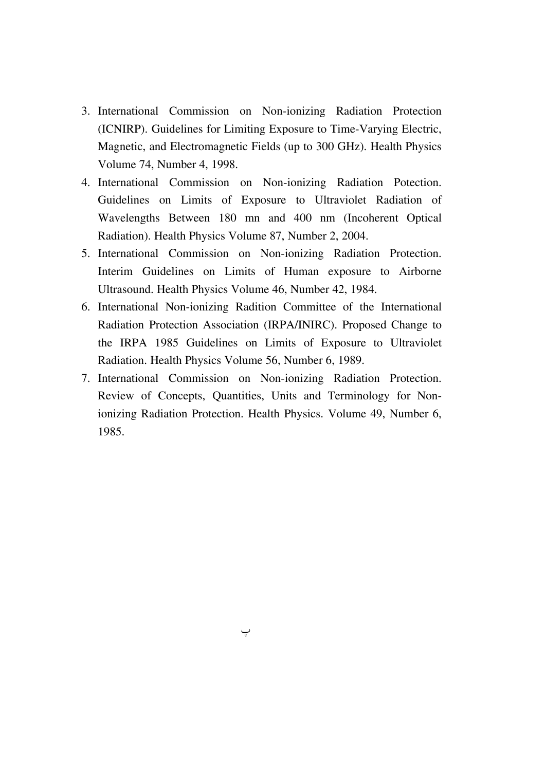3. International Commission on Non-ionizing Radiation Protection (ICNIRP). Guidelines for Limiting Exposure to Time-Varying Electric, Magnetic, and Electromagnetic Fields (up to 300 GHz). Health Physics Volume 74, Number 4, 1998.
4. International Commission on Non-ionizing Radiation Potection. Guidelines on Limits of Exposure to Ultraviolet Radiation of Wavelengths Between 180 mn and 400 nm (Incoherent Optical Radiation). Health Physics Volume 87, Number 2, 2004.
5. International Commission on Non-ionizing Radiation Protection. Interim Guidelines on Limits of Human exposure to Airborne Ultrasound. Health Physics Volume 46, Number 42, 1984.
6. International Non-ionizing Radition Committee of the International Radiation Protection Association (IRPA/INIRC). Proposed Change to the IRPA 1985 Guidelines on Limits of Exposure to Ultraviolet Radiation. Health Physics Volume 56, Number 6, 1989.
7. International Commission on Non-ionizing Radiation Protection. Review of Concepts, Quantities, Units and Terminology for Non-ionizing Radiation Protection. Health Physics. Volume 49, Number 6, 1985.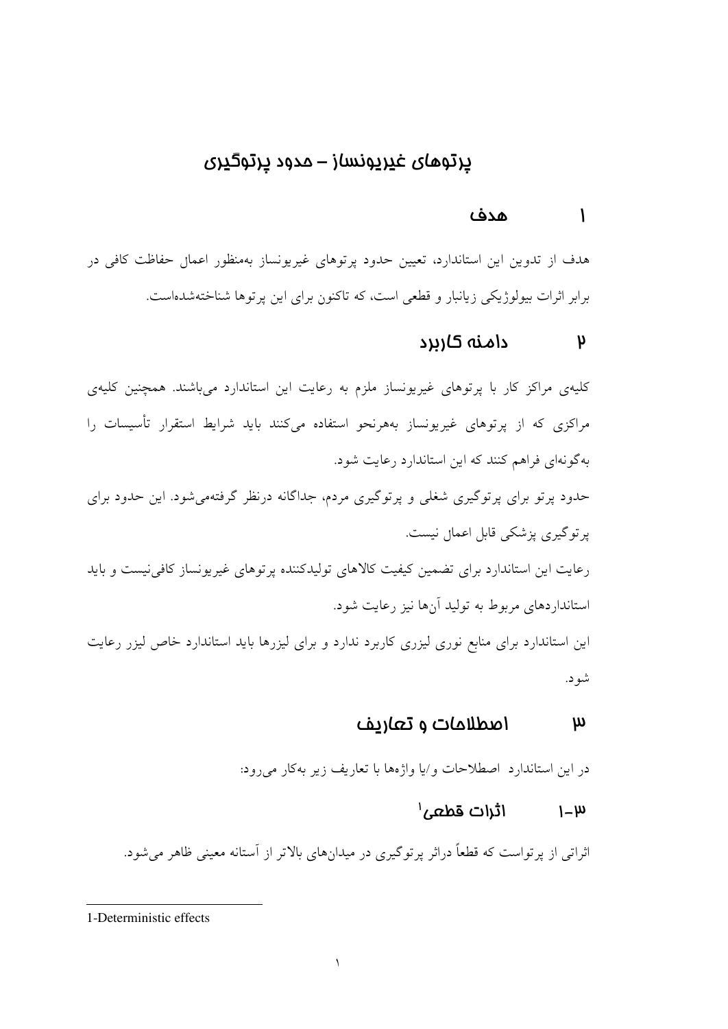# پرتوهای غیریونساز – حدود پرتوگیری

## ۱ هدف

هدف از تدوین این استاندارد، تعیین حدود پرتوهای غیریونساز به‌منظور اعمال حفاظت کافی در برابر اثرات بیولوژیکی زیانبار و قطعی است، که تاکنون برای این پرتوها شناخته‌شده‌است.

## ۲ دامنه کاربرد

کلیه‌ی مراکز کار با پرتوهای غیریونساز ملزم به رعایت این استاندارد می‌باشند. همچنین کلیه‌ی مراکزی که از پرتوهای غیریونساز به‌هرنحو استفاده می‌کنند باید شرایط استقرار تأسیسات را به‌گونه‌ای فراهم کنند که این استاندارد رعایت شود.

حدود پرتو برای پرتوگیری شغلی و پرتوگیری مردم، جداگانه درنظر گرفته‌می‌شود. این حدود برای پرتوگیری پزشکی قابل اعمال نیست.

رعایت این استاندارد برای تضمین کیفیت کالاهای تولیدکننده پرتوهای غیریونساز کافی‌نیست و باید استانداردهای مربوط به تولید آن‌ها نیز رعایت شود.

این استاندارد برای منابع نوری لیزری کاربرد ندارد و برای لیزرها باید استاندارد خاص لیزر رعایت شود.

## ۳ اصطلاحات و تعاریف

در این استاندارد اصطلاحات و/یا واژه‌ها با تعاریف زیر به‌کار می‌رود:

### ۳-۱ اثرات قطعی[1]

اثراتی از پرتواست که قطعاً دراثر پرتوگیری در میدان‌های بالاتر از آستانه معینی ظاهر می‌شود.

---

1-Deterministic effects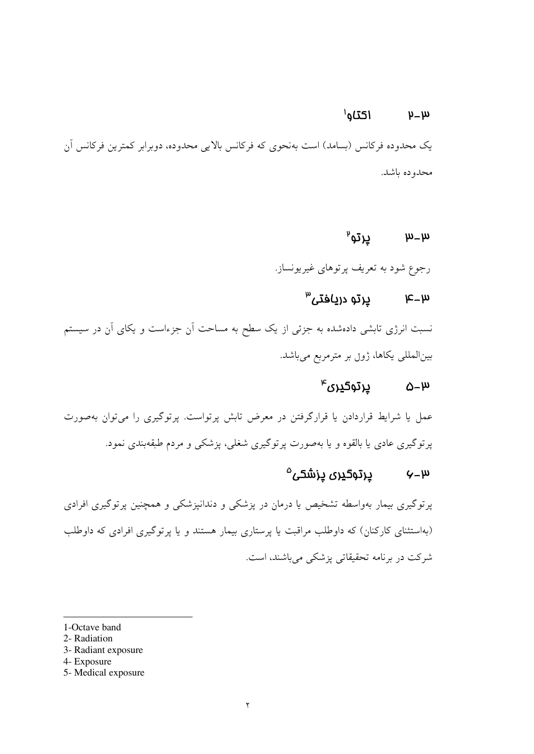### ۳-۲ اکتاو[1]

یک محدوده فرکانس (بسامد) است به‌نحوی که فرکانس بالایی محدوده، دوبرابر کمترین فرکانس آن محدوده باشد.

### ۳-۳ پرتو[2]

رجوع شود به تعریف پرتوهای غیریونساز.

### ۳-۴ پرتو دریافتی[3]

نسبت انرژی تابشی داده‌شده به جزئی از یک سطح به مساحت آن جزءاست و یکای آن در سیستم بین‌المللی یکاها، ژول بر مترمربع می‌باشد.

### ۳-۵ پرتوگیری[4]

عمل یا شرایط قراردادن یا قرارگرفتن در معرض تابش پرتواست. پرتوگیری را می‌توان به‌صورت پرتوگیری عادی یا بالقوه و یا به‌صورت پرتوگیری شغلی، پزشکی و مردم طبقه‌بندی نمود.

### ۳-۶ پرتوگیری پزشکی[5]

پرتوگیری بیمار به‌واسطه تشخیص یا درمان در پزشکی و دندانپزشکی و همچنین پرتوگیری افرادی (به‌استثنای کارکنان) که داوطلب مراقبت یا پرستاری بیمار هستند و یا پرتوگیری افرادی که داوطلب شرکت در برنامه تحقیقاتی پزشکی می‌باشند، است.

---

1-Octave band
2- Radiation
3- Radiant exposure
4- Exposure
5- Medical exposure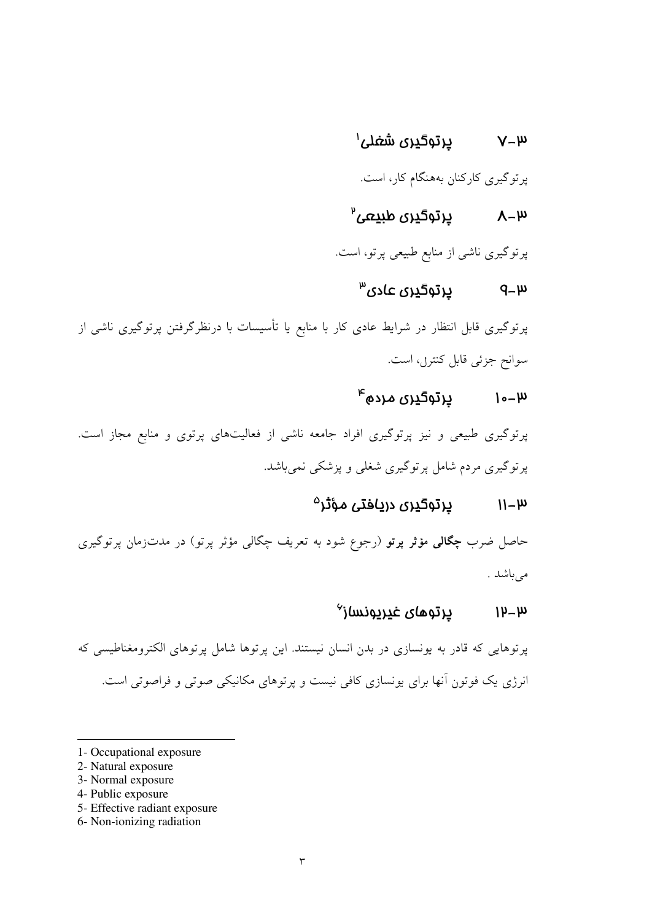## ۳-۷ پرتوگیری شغلی[1]

پرتوگیری کارکنان به‌هنگام کار، است.

## ۳-۸ پرتوگیری طبیعی[2]

پرتوگیری ناشی از منابع طبیعی پرتو، است.

## ۳-۹ پرتوگیری عادی[3]

پرتوگیری قابل انتظار در شرایط عادی کار با منابع یا تأسیسات با درنظرگرفتن پرتوگیری ناشی از سوانح جزئی قابل کنترل، است.

## ۳-۱۰ پرتوگیری مردم[4]

پرتوگیری طبیعی و نیز پرتوگیری افراد جامعه ناشی از فعالیت‌های پرتوی و منابع مجاز است. پرتوگیری مردم شامل پرتوگیری شغلی و پزشکی نمی‌باشد.

## ۳-۱۱ پرتوگیری دریافتی مؤثر[5]

حاصل ضرب **چگالی مؤثر پرتو** (رجوع شود به تعریف چگالی مؤثر پرتو) در مدت‌زمان پرتوگیری می‌باشد .

## ۳-۱۲ پرتوهای غیریونساز[6]

پرتوهایی که قادر به یونسازی در بدن انسان نیستند. این پرتوها شامل پرتوهای الکترومغناطیسی که انرژی یک فوتون آنها برای یونسازی کافی نیست و پرتوهای مکانیکی صوتی و فراصوتی است.

---

1- Occupational exposure
2- Natural exposure
3- Normal exposure
4- Public exposure
5- Effective radiant exposure
6- Non-ionizing radiation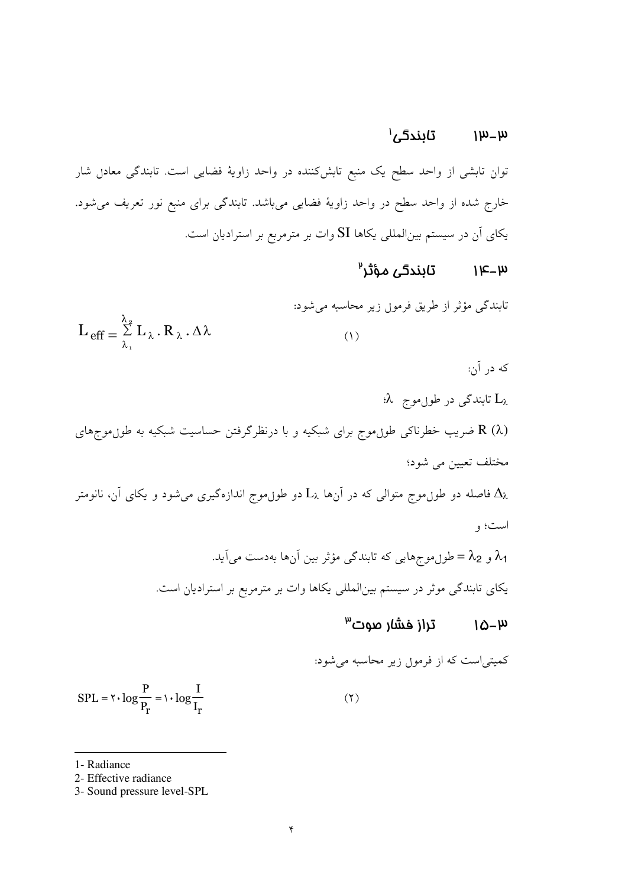## ۳-۱۳ تابندگی[1]

توان تابشی از واحد سطح یک منبع تابش‌کننده در واحد زاویهٔ فضایی است. تابندگی معادل شار خارج شده از واحد سطح در واحد زاویهٔ فضایی می‌باشد. تابندگی برای منبع نور تعریف می‌شود. یکای آن در سیستم بین‌المللی یکاها SI وات بر مترمربع بر استرادیان است.

## ۳-۱۴ تابندگی مؤثر[2]

تابندگی مؤثر از طریق فرمول زیر محاسبه می‌شود:

$$L_{eff} = \sum_{\lambda_1}^{\lambda_2} L_{\lambda} . R_{\lambda} . \Delta\lambda \qquad (۱)$$

که در آن:

$L_{\lambda}$ تابندگی در طول‌موج $\lambda$؛

$R(\lambda)$ ضریب خطرناکی طول‌موج برای شبکیه و با درنظرگرفتن حساسیت شبکیه به طول‌موج‌های مختلف تعیین می شود؛

$\Delta_{\lambda}$ فاصله دو طول‌موج متوالی که در آن‌ها $L_{\lambda}$ دو طول‌موج اندازه‌گیری می‌شود و یکای آن، نانومتر است؛ و

$\lambda_1$ و $\lambda_2$ = طول‌موج‌هایی که تابندگی مؤثر بین آن‌ها به‌دست می‌آید.

یکای تابندگی موثر در سیستم بین‌المللی یکاها وات بر مترمربع بر استرادیان است.

## ۳-۱۵ تراز فشار صوت[3]

کمیتی‌است که از فرمول زیر محاسبه می‌شود:

$$SPL = ۲۰ \log \frac{P}{P_r} = ۱۰ \log \frac{I}{I_r} \qquad (۲)$$

---

1- Radiance

2- Effective radiance

3- Sound pressure level-SPL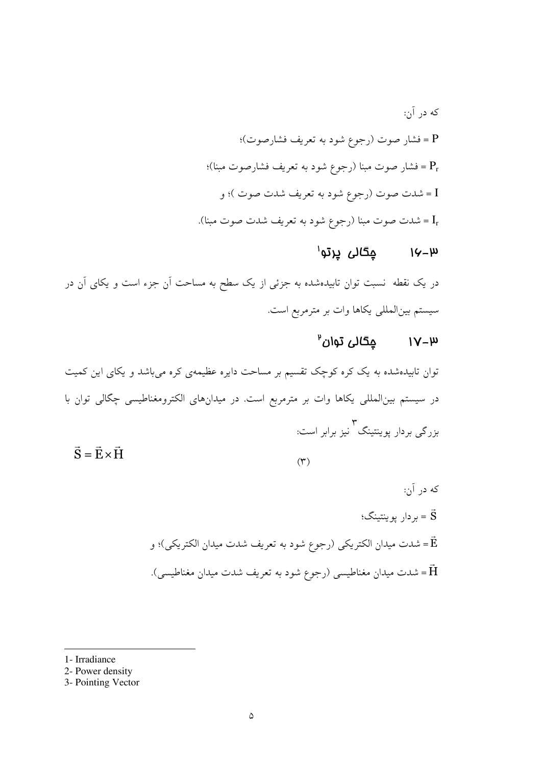که در آن:

$P$ = فشار صوت (رجوع شود به تعریف فشارصوت)؛

$P_r$ = فشار صوت مبنا (رجوع شود به تعریف فشارصوت مبنا)؛

$I$ = شدت صوت (رجوع شود به تعریف شدت صوت )؛ و

$I_r$ = شدت صوت مبنا (رجوع شود به تعریف شدت صوت مبنا).

## ۳-۱۶ چگالی پرتو[1]

در یک نقطه نسبت توان تابیده‌شده به جزئی از یک سطح به مساحت آن جزء است و یکای آن در سیستم بین‌المللی یکاها وات بر مترمربع است.

## ۳-۱۷ چگالی توان[2]

توان تابیده‌شده به یک کره کوچک تقسیم بر مساحت دایره عظیمه‌ی کره می‌باشد و یکای این کمیت در سیستم بین‌المللی یکاها وات بر مترمربع است. در میدان‌های الکترومغناطیسی چگالی توان با بزرگی بردار پوینتینگ[3] نیز برابر است:

$$\vec{S} = \vec{E} \times \vec{H} \quad (۳)$$

که در آن:

$\vec{S}$ = بردار پوینتینگ؛

$\vec{E}$ = شدت میدان الکتریکی (رجوع شود به تعریف شدت میدان الکتریکی)؛ و

$\vec{H}$ = شدت میدان مغناطیسی (رجوع شود به تعریف شدت میدان مغناطیسی).

---

1- Irradiance
2- Power density
3- Pointing Vector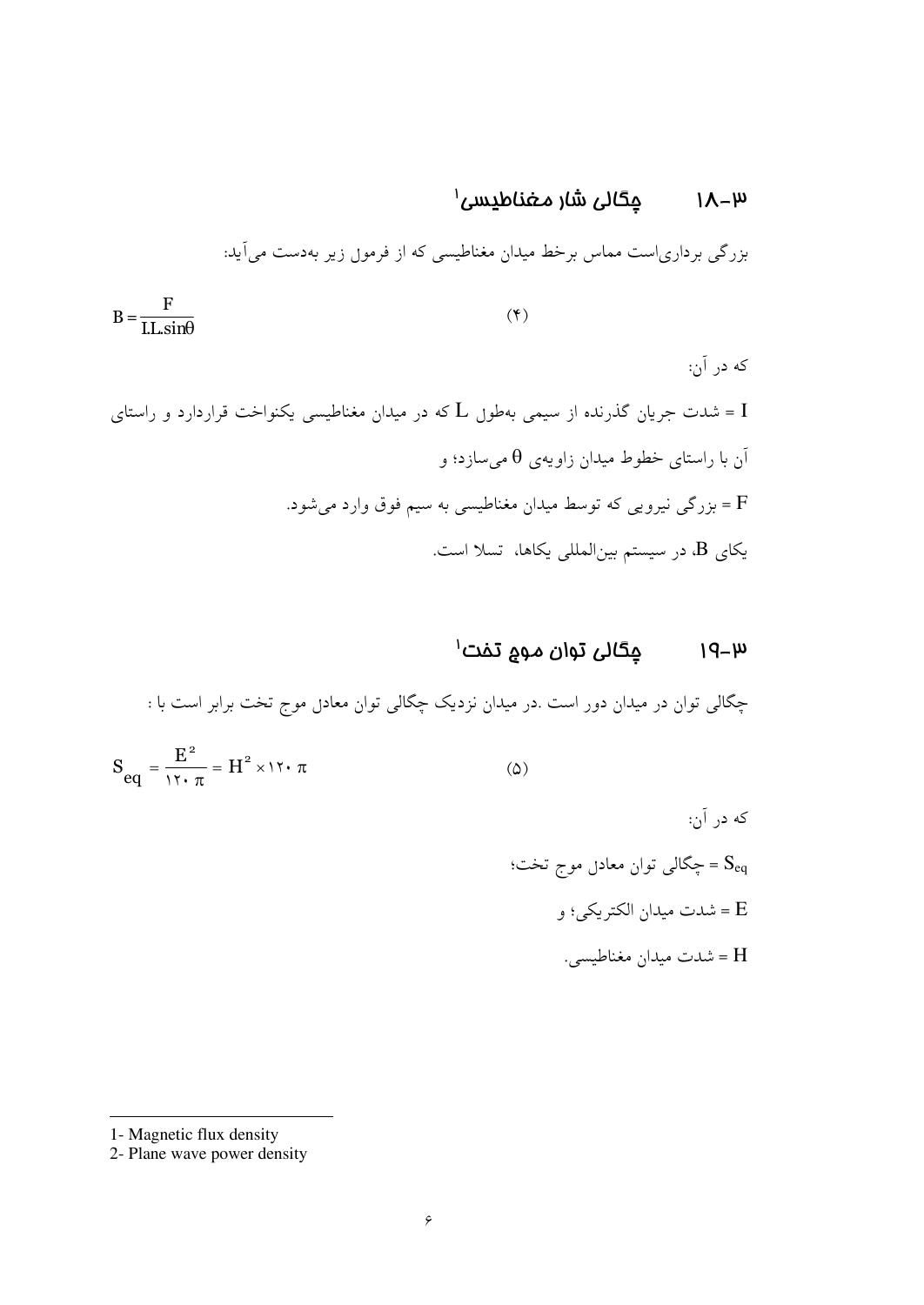## ۳-۱۸ چگالی شار مغناطیسی[1]

بزرگی برداری‌است مماس برخط میدان مغناطیسی که از فرمول زیر به‌دست می‌آید:

$$B = \frac{F}{I.L.\sin\theta} \qquad (۴)$$

که در آن:

I = شدت جریان گذرنده از سیمی به‌طول L که در میدان مغناطیسی یکنواخت قراردارد و راستای آن با راستای خطوط میدان زاویه‌ی $\theta$ می‌سازد؛ و

F = بزرگی نیرویی که توسط میدان مغناطیسی به سیم فوق وارد می‌شود.

یکای B، در سیستم بین‌المللی یکاها، تسلا است.

## ۳-۱۹ چگالی توان موج تخت[1]

چگالی توان در میدان دور است .در میدان نزدیک چگالی توان معادل موج تخت برابر است با :

$$S_{eq} = \frac{E^2}{120\,\pi} = H^2 \times 120\,\pi \qquad (۵)$$

که در آن:

$S_{eq}$ = چگالی توان معادل موج تخت؛

E = شدت میدان الکتریکی؛ و

H = شدت میدان مغناطیسی.

---

1- Magnetic flux density

2- Plane wave power density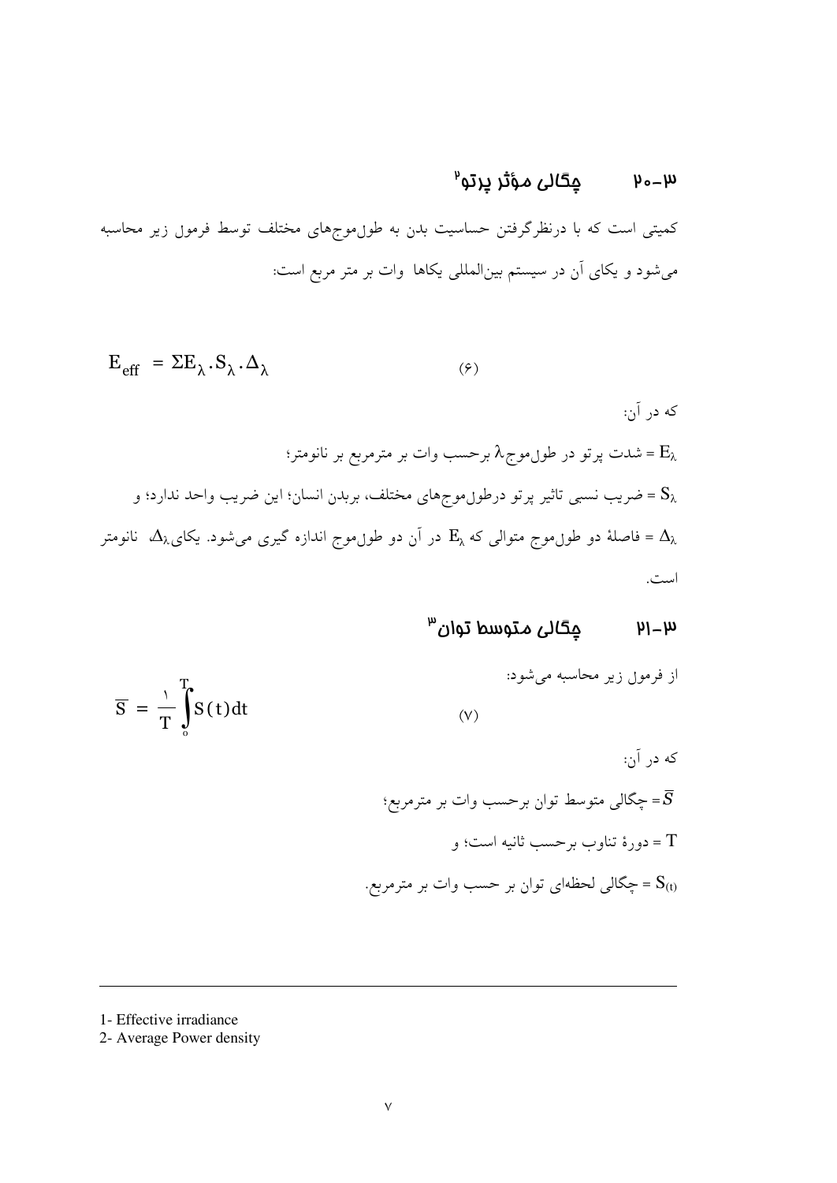## ۳-۲۰ چگالی مؤثر پرتو[1]

کمیتی است که با درنظرگرفتن حساسیت بدن به طول‌موج‌های مختلف توسط فرمول زیر محاسبه می‌شود و یکای آن در سیستم بین‌المللی یکاها وات بر متر مربع است:

$$E_{eff} = \Sigma E_{\lambda} . S_{\lambda} . \Delta_{\lambda} \qquad (۶)$$

که در آن:

$E_{\lambda}$ = شدت پرتو در طول‌موج $\lambda$ برحسب وات بر مترمربع بر نانومتر؛

$S_{\lambda}$ = ضریب نسبی تاثیر پرتو درطول‌موج‌های مختلف، بربدن انسان؛ این ضریب واحد ندارد؛ و

$\Delta_{\lambda}$ = فاصلهٔ دو طول‌موج متوالی که $E_{\lambda}$ در آن دو طول‌موج اندازه گیری می‌شود. یکای $\Delta_{\lambda}$، نانومتر است.

## ۳-۲۱ چگالی متوسط توان[2]

از فرمول زیر محاسبه می‌شود:

$$\overline{S} = \frac{1}{T} \int_{0}^{T} S(t)dt \qquad (۷)$$

که در آن:

$\overline{S}$ = چگالی متوسط توان برحسب وات بر مترمربع؛

$T$ = دورهٔ تناوب برحسب ثانیه است؛ و

$S_{(t)}$ = چگالی لحظه‌ای توان بر حسب وات بر مترمربع.

---

1- Effective irradiance
2- Average Power density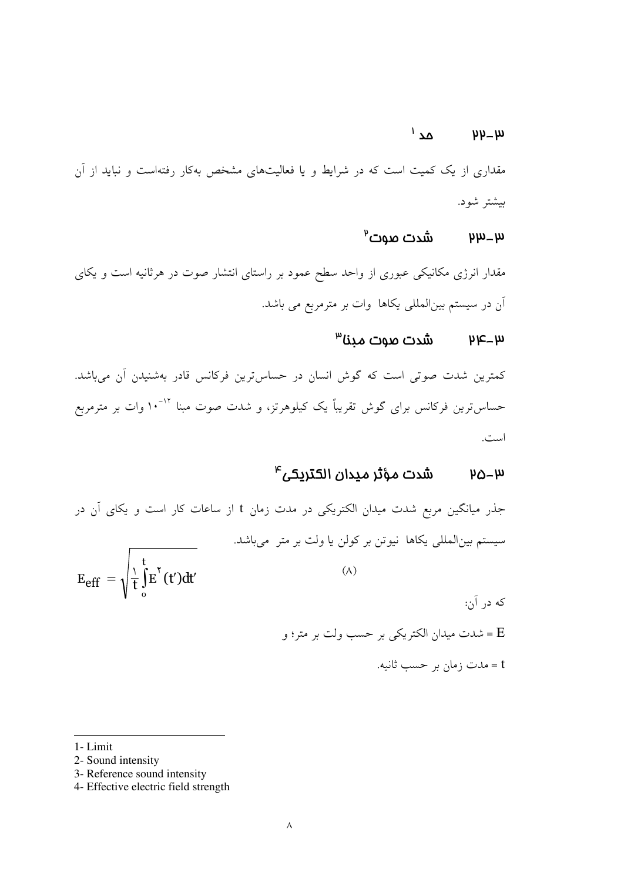### ۳-۲۲ حد [1]

مقداری از یک کمیت است که در شرایط و یا فعالیت‌های مشخص به‌کار رفته‌است و نباید از آن بیشتر شود.

### ۳-۲۳ شدت صوت [2]

مقدار انرژی مکانیکی عبوری از واحد سطح عمود بر راستای انتشار صوت در هرثانیه است و یکای آن در سیستم بین‌المللی یکاها وات بر مترمربع می باشد.

### ۳-۲۴ شدت صوت مبنا [3]

کمترین شدت صوتی است که گوش انسان در حساس‌ترین فرکانس قادر به‌شنیدن آن می‌باشد. حساس‌ترین فرکانس برای گوش تقریباً یک کیلوهرتز، و شدت صوت مبنا $10^{-12}$ وات بر مترمربع است.

### ۳-۲۵ شدت مؤثر میدان الکتریکی [4]

جذر میانگین مربع شدت میدان الکتریکی در مدت زمان t از ساعات کار است و یکای آن در سیستم بین‌المللی یکاها نیوتن بر کولن یا ولت بر متر می‌باشد.

$$E_{eff} = \sqrt{\frac{1}{t}\int_{0}^{t} E^{2}(t')dt'} \qquad (8)$$

که در آن:

E = شدت میدان الکتریکی بر حسب ولت بر متر؛ و

t = مدت زمان بر حسب ثانیه.

---

1- Limit

2- Sound intensity

3- Reference sound intensity

4- Effective electric field strength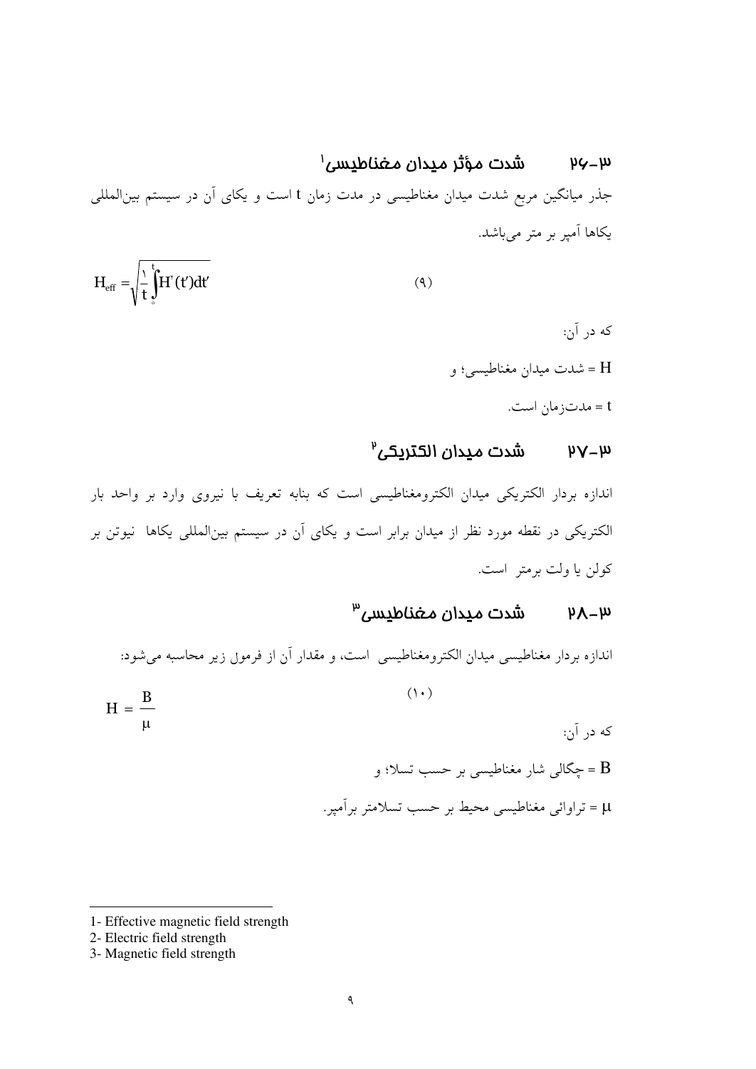## ۳-۲۶ شدت مؤثر میدان مغناطیسی[1]

جذر میانگین مربع شدت میدان مغناطیسی در مدت زمان t است و یکای آن در سیستم بین‌المللی یکاها آمپر بر متر می‌باشد.

$$H_{eff} = \sqrt{\frac{1}{t}\int_{0}^{t} H^{2}(t')dt'} \qquad (9)$$

که در آن:

H = شدت میدان مغناطیسی؛ و

t = مدت‌زمان است.

## ۳-۲۷ شدت میدان الکتریکی[2]

اندازه بردار الکتریکی میدان الکترومغناطیسی است که بنابه تعریف با نیروی وارد بر واحد بار الکتریکی در نقطه مورد نظر از میدان برابر است و یکای آن در سیستم بین‌المللی یکاها نیوتن بر کولن یا ولت برمتر است.

## ۳-۲۸ شدت میدان مغناطیسی[3]

اندازه بردار مغناطیسی میدان الکترومغناطیسی است، و مقدار آن از فرمول زیر محاسبه می‌شود:

$$H = \frac{B}{\mu} \qquad (10)$$

که در آن:

B = چگالی شار مغناطیسی بر حسب تسلا؛ و

$\mu$ = تراوائی مغناطیسی محیط بر حسب تسلامتر برآمپر.

---

1- Effective magnetic field strength

2- Electric field strength

3- Magnetic field strength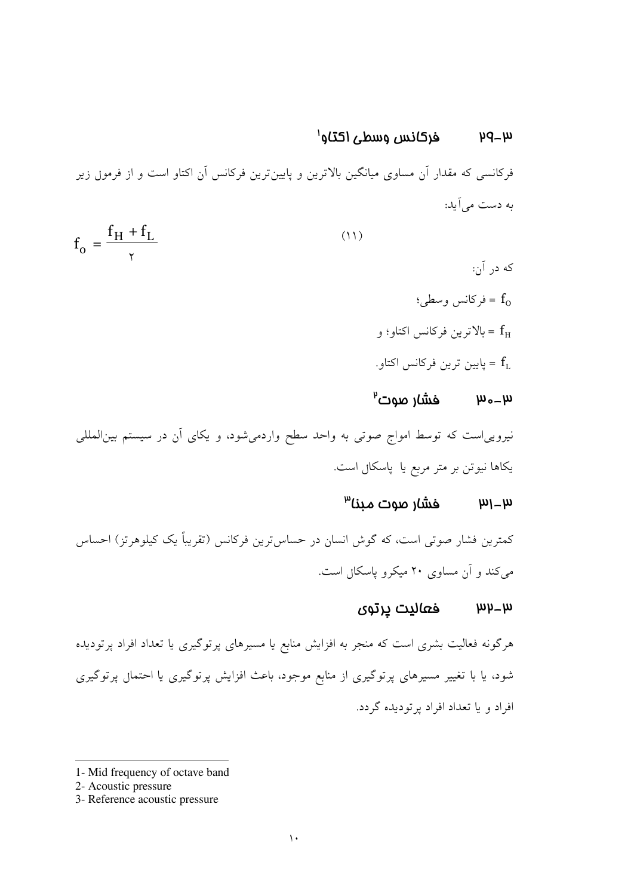## ۳-۲۹ فرکانس وسطی اکتاو[1]

فرکانسی که مقدار آن مساوی میانگین بالاترین و پایین‌ترین فرکانس آن اکتاو است و از فرمول زیر به دست می‌آید:

$$f_o = \frac{f_H + f_L}{2} \qquad (11)$$

که در آن:

$f_o$ = فرکانس وسطی؛

$f_H$ = بالاترین فرکانس اکتاو؛ و

$f_L$ = پایین ترین فرکانس اکتاو.

## ۳-۳۰ فشار صوت[2]

نیرویی‌است که توسط امواج صوتی به واحد سطح واردمی‌شود، و یکای آن در سیستم بین‌المللی یکاها نیوتن بر متر مربع یا پاسکال است.

## ۳-۳۱ فشار صوت مبنا[3]

کمترین فشار صوتی است، که گوش انسان در حساس‌ترین فرکانس (تقریباً یک کیلوهرتز) احساس می‌کند و آن مساوی ۲۰ میکرو پاسکال است.

## ۳-۳۲ فعالیت پرتوی

هرگونه فعالیت بشری است که منجر به افزایش منابع یا مسیرهای پرتوگیری یا تعداد افراد پرتودیده شود، یا با تغییر مسیرهای پرتوگیری از منابع موجود، باعث افزایش پرتوگیری یا احتمال پرتوگیری افراد و یا تعداد افراد پرتودیده گردد.

---

1- Mid frequency of octave band

2- Acoustic pressure

3- Reference acoustic pressure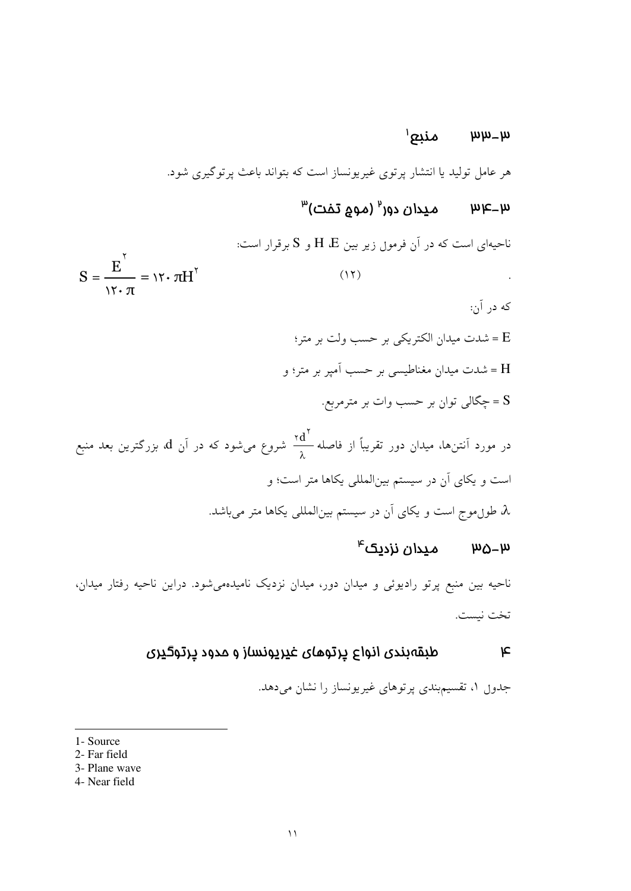### ۳-۳۳ منبع[1]

هر عامل تولید یا انتشار پرتوی غیریونساز است که بتواند باعث پرتوگیری شود.

### ۳-۳۴ میدان دور[2] (موج تخت)[3]

ناحیه‌ای است که در آن فرمول زیر بین E، H و S برقرار است:

$$S = \frac{E^{2}}{120\pi} = 120\pi H^{2} \qquad (12)$$

که در آن:

E = شدت میدان الکتریکی بر حسب ولت بر متر؛

H = شدت میدان مغناطیسی بر حسب آمپر بر متر؛ و

S = چگالی توان بر حسب وات بر مترمربع.

در مورد آنتن‌ها، میدان دور تقریباً از فاصله $\frac{2d^{2}}{\lambda}$ شروع می‌شود که در آن d، بزرگترین بعد منبع است و یکای آن در سیستم بین‌المللی یکاها متر است؛ و

λ، طول‌موج است و یکای آن در سیستم بین‌المللی یکاها متر می‌باشد.

### ۳-۳۵ میدان نزدیک[4]

ناحیه بین منبع پرتو رادیوئی و میدان دور، میدان نزدیک نامیده‌می‌شود. دراین ناحیه رفتار میدان، تخت نیست.

## ۴ طبقه‌بندی انواع پرتوهای غیریونساز و حدود پرتوگیری

جدول ۱، تقسیم‌بندی پرتوهای غیریونساز را نشان می‌دهد.

---

1- Source
2- Far field
3- Plane wave
4- Near field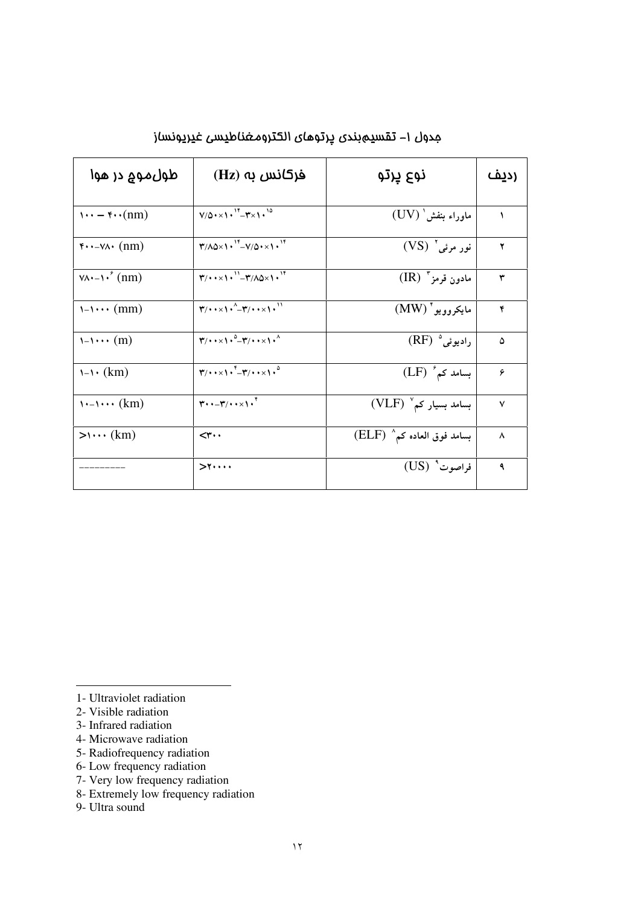جدول ۱- تقسیم‌بندی پرتوهای الکترومغناطیسی غیریونساز

| ردیف | نوع پرتو | فرکانس به (Hz) | طول‌موج در هوا |
|---|---|---|---|
| ۱ | ماوراء بنفش[1] (UV) | $۷/۵۰\times۱۰^{۱۴}$–$۳\times۱۰^{۱۵}$ | ۱۰۰ – ۴۰۰(nm) |
| ۲ | نور مرئی[2] (VS) | $۳/۸۵\times۱۰^{۱۴}$–$۷/۵۰\times۱۰^{۱۴}$ | ۴۰۰–۷۸۰ (nm) |
| ۳ | مادون قرمز[3] (IR) | $۳/۰۰\times۱۰^{۱۱}$–$۳/۸۵\times۱۰^{۱۴}$ | $۷۸۰$–$۱۰^{۶}$ (nm) |
| ۴ | مایکروویو[4] (MW) | $۳/۰۰\times۱۰^{۸}$–$۳/۰۰\times۱۰^{۱۱}$ | ۱–۱۰۰۰ (mm) |
| ۵ | رادیوئی[5] (RF) | $۳/۰۰\times۱۰^{۵}$–$۳/۰۰\times۱۰^{۸}$ | ۱–۱۰۰۰ (m) |
| ۶ | بسامد کم[6] (LF) | $۳/۰۰\times۱۰^{۴}$–$۳/۰۰\times۱۰^{۵}$ | ۱–۱۰ (km) |
| ۷ | بسامد بسیار کم[7] (VLF) | $۳۰۰$–$۳/۰۰\times۱۰^{۴}$ | ۱۰–۱۰۰۰ (km) |
| ۸ | بسامد فوق العاده کم[8] (ELF) | <۳۰۰ | >۱۰۰۰ (km) |
| ۹ | فراصوت[9] (US) | >۲۰۰۰۰ | --------- |

1- Ultraviolet radiation
2- Visible radiation
3- Infrared radiation
4- Microwave radiation
5- Radiofrequency radiation
6- Low frequency radiation
7- Very low frequency radiation
8- Extremely low frequency radiation
9- Ultra sound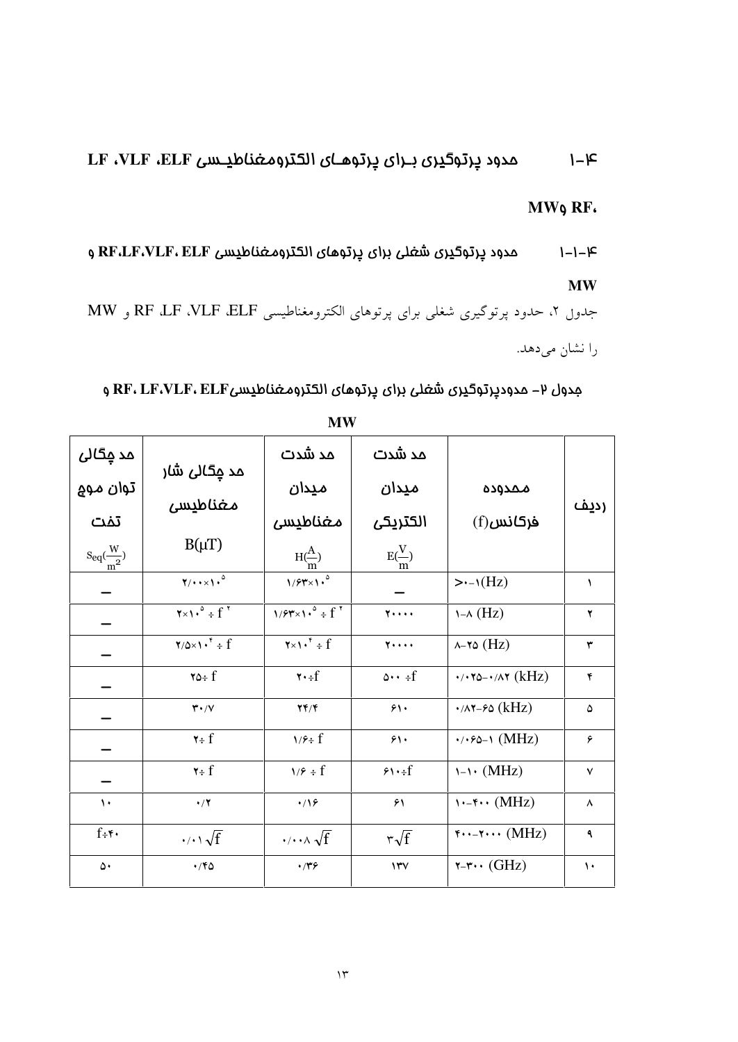## ۱-۴ حدود پرتوگیری بـرای پرتوهـای الکترومغناطیـسی ELF، VLF، LF، RF و MW

### ۱-۱-۴ حدود پرتوگیری شغلی برای پرتوهای الکترومغناطیسی ELF، VLF،LF،RF و MW

جدول ۲، حدود پرتوگیری شغلی برای پرتوهای الکترومغناطیسی ELF، VLF، LF، RF و MW را نشان می‌دهد.

**جدول ۲- حدودپرتوگیری شغلی برای پرتوهای الکترومغناطیسیELF، VLF،LF، RF و MW**

| ردیف | محدوده فرکانس(f) | حد شدت میدان الکتریکی $E(\frac{V}{m})$ | حد شدت میدان مغناطیسی $H(\frac{A}{m})$ | حد چگالی شار مغناطیسی $B(\mu T)$ | حد چگالی توان موج تخت $S_{eq}(\frac{W}{m^2})$ |
| --- | --- | --- | --- | --- | --- |
| ۱ | >۰-۱(Hz) | – | $۱/۶۳\times۱۰^{۵}$ | $۲/۰۰\times۱۰^{۵}$ | – |
| ۲ | ۱-۸ (Hz) | ۲۰۰۰۰ | $۱/۶۳\times۱۰^{۵} \div f^{۲}$ | $۲\times۱۰^{۵} \div f^{۲}$ | – |
| ۳ | ۸-۲۵ (Hz) | ۲۰۰۰۰ | $۲\times۱۰^{۴} \div f$ | $۲/۵\times۱۰^{۴} \div f$ | – |
| ۴ | ۰/۰۲۵-۰/۸۲ (kHz) | $۵۰۰ \div f$ | $۲۰ \div f$ | $۲۵ \div f$ | – |
| ۵ | ۰/۸۲-۶۵ (kHz) | ۶۱۰ | ۲۴/۴ | ۳۰/۷ | – |
| ۶ | ۰/۰۶۵-۱ (MHz) | ۶۱۰ | $۱/۶ \div f$ | $۲ \div f$ | – |
| ۷ | ۱-۱۰ (MHz) | $۶۱۰ \div f$ | $۱/۶ \div f$ | $۲ \div f$ | – |
| ۸ | ۱۰-۴۰۰ (MHz) | ۶۱ | ۰/۱۶ | ۰/۲ | ۱۰ |
| ۹ | ۴۰۰-۲۰۰۰ (MHz) | $۳\sqrt{f}$ | $۰/۰۰۸\sqrt{f}$ | $۰/۰۱\sqrt{f}$ | $f \div ۴۰$ |
| ۱۰ | ۲-۳۰۰ (GHz) | ۱۳۷ | ۰/۳۶ | ۰/۴۵ | ۵۰ |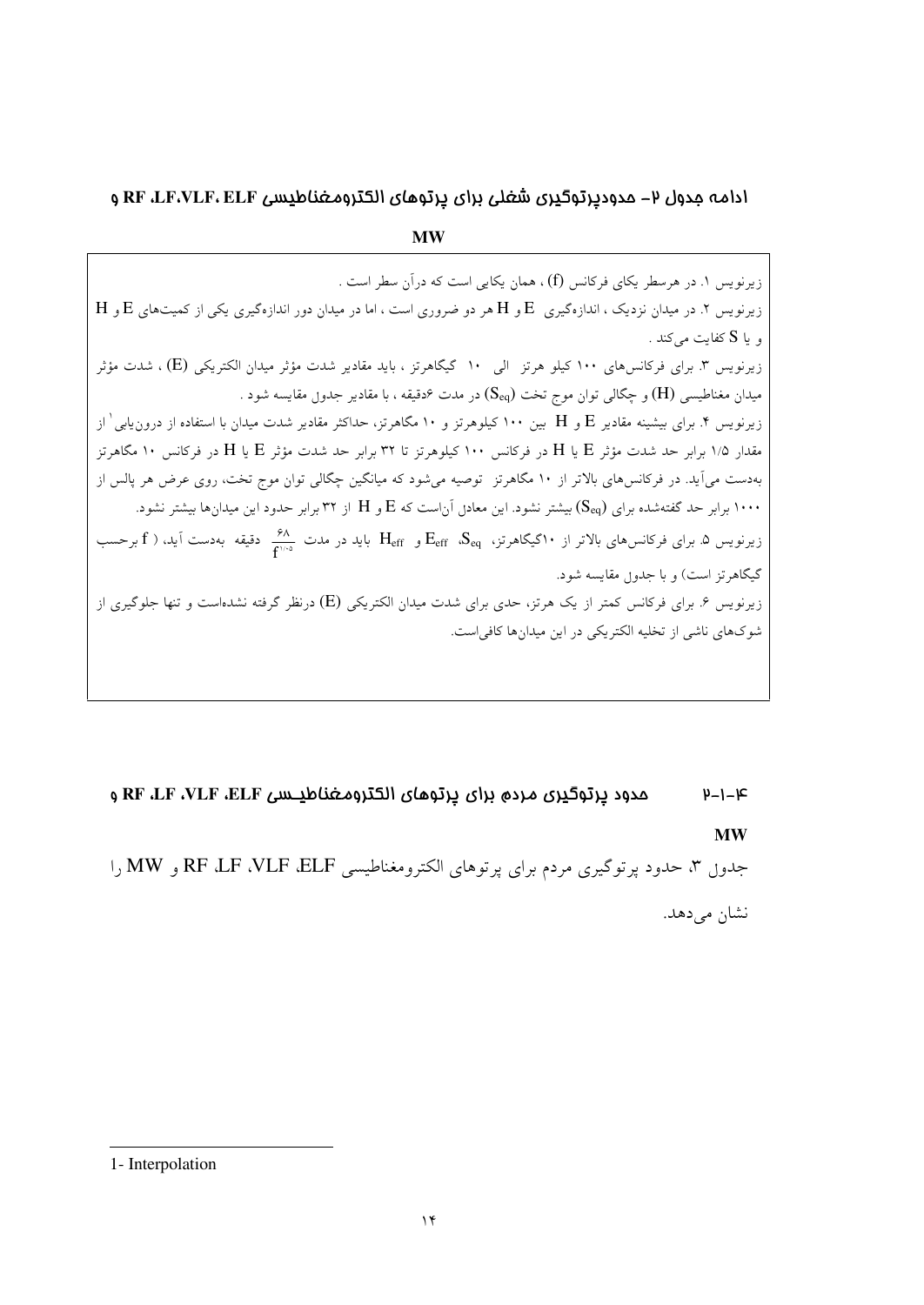### ادامه جدول ۲- حدودپرتوگیری شغلی برای پرتوهای الکترومغناطیسی ELF ،VLF،LF، RF و MW

زیرنویس ۱. در هرسطر یکای فرکانس (f) ، همان یکایی است که درآن سطر است .

زیرنویس ۲. در میدان نزدیک ، اندازه‌گیری E و H هر دو ضروری است ، اما در میدان دور اندازه‌گیری یکی از کمیت‌های E و H و یا S کفایت می‌کند .

زیرنویس ۳. برای فرکانس‌های ۱۰۰ کیلو هرتز الی ۱۰ گیگاهرتز ، باید مقادیر شدت مؤثر میدان الکتریکی (E) ، شدت مؤثر میدان مغناطیسی (H) و چگالی توان موج تخت ($S_{eq}$) در مدت ۶دقیقه ، با مقادیر جدول مقایسه شود .

زیرنویس ۴. برای بیشینه مقادیر E و H بین ۱۰۰ کیلوهرتز و ۱۰ مگاهرتز، حداکثر مقادیر شدت میدان با استفاده از درون‌یابی[1] از مقدار ۱/۵ برابر حد شدت مؤثر E یا H در فرکانس ۱۰۰ کیلوهرتز تا ۳۲ برابر حد شدت مؤثر E یا H در فرکانس ۱۰ مگاهرتز به‌دست می‌آید. در فرکانس‌های بالاتر از ۱۰ مگاهرتز توصیه می‌شود که میانگین چگالی توان موج تخت، روی عرض هر پالس از ۱۰۰۰ برابر حد گفته‌شده برای ($S_{eq}$) بیشتر نشود. این معادل آن‌است که E و H از ۳۲ برابر حدود این میدان‌ها بیشتر نشود.

زیرنویس ۵. برای فرکانس‌های بالاتر از ۱۰گیگاهرتز، $S_{eq}$، $E_{eff}$ و $H_{eff}$ باید در مدت $\frac{68}{f^{1.05}}$ دقیقه به‌دست آید، ( f برحسب گیگاهرتز است) و با جدول مقایسه شود.

زیرنویس ۶. برای فرکانس کمتر از یک هرتز، حدی برای شدت میدان الکتریکی (E) درنظر گرفته نشده‌است و تنها جلوگیری از شوک‌های ناشی از تخلیه الکتریکی در این میدان‌ها کافی‌است.

### ۲-۱-۴ حدود پرتوگیری مردم برای پرتوهای الکترومغناطیـسی ELF ،VLF ،LF ،RF و MW

جدول ۳، حدود پرتوگیری مردم برای پرتوهای الکترومغناطیسی ELF، VLF، LF، RF و MW را نشان می‌دهد.

---

1- Interpolation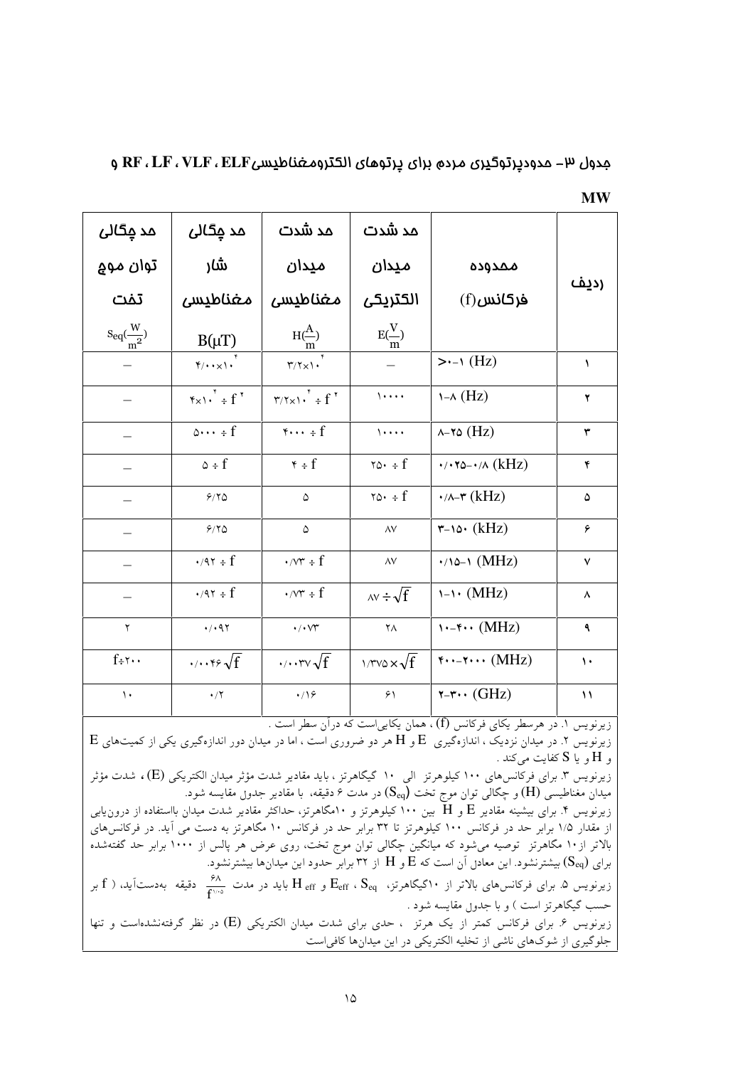جدول ۳- حدودپرتوگیری مردم برای پرتوهای الکترومغناطیسی ELF، VLF، LF، RF و MW

| ردیف | محدوده فرکانس(f) | حد شدت میدان الکتریکی $E(\frac{V}{m})$ | حد شدت میدان مغناطیسی $H(\frac{A}{m})$ | حد چگالی شار مغناطیسی $B(\mu T)$ | حد چگالی توان موج تخت $S_{eq}(\frac{W}{m^2})$ |
|---|---|---|---|---|---|
| ۱ | >۰-۱ (Hz) | – | $۳/۲\times۱۰^۴$ | $۴/۰۰\times۱۰^۴$ | – |
| ۲ | ۱-۸ (Hz) | ۱۰۰۰۰ | $۳/۲\times۱۰^۴ \div f^۲$ | $۴\times۱۰^۴ \div f^۲$ | – |
| ۳ | ۸-۲۵ (Hz) | ۱۰۰۰۰ | $۴۰۰۰ \div f$ | $۵۰۰۰ \div f$ | – |
| ۴ | ۰/۰۲۵-۰/۸ (kHz) | $۲۵۰ \div f$ | $۴ \div f$ | $۵ \div f$ | – |
| ۵ | ۰/۸-۳ (kHz) | $۲۵۰ \div f$ | ۵ | ۶/۲۵ | – |
| ۶ | ۳-۱۵۰ (kHz) | ۸۷ | ۵ | ۶/۲۵ | – |
| ۷ | ۰/۱۵-۱ (MHz) | ۸۷ | $۰/۷۳ \div f$ | $۰/۹۲ \div f$ | – |
| ۸ | ۱-۱۰ (MHz) | $۸۷ \div \sqrt{f}$ | $۰/۷۳ \div f$ | $۰/۹۲ \div f$ | – |
| ۹ | ۱۰-۴۰۰ (MHz) | ۲۸ | ۰/۰۷۳ | ۰/۰۹۲ | ۲ |
| ۱۰ | ۴۰۰-۲۰۰۰ (MHz) | $۱/۳۷۵\times\sqrt{f}$ | $۰/۰۰۳۷\sqrt{f}$ | $۰/۰۰۴۶\sqrt{f}$ | $f\div۲۰۰$ |
| ۱۱ | ۲-۳۰۰ (GHz) | ۶۱ | ۰/۱۶ | ۰/۲ | ۱۰ |

زیرنویس ۱. در هرسطر یکای فرکانس (f) ، همان یکایی‌است که درآن سطر است .

زیرنویس ۲. در میدان نزدیک ، اندازه‌گیری E و H هر دو ضروری است ، اما در میدان دور اندازه‌گیری یکی از کمیت‌های E و H و یا S کفایت می‌کند .

زیرنویس ۳. برای فرکانس‌های ۱۰۰ کیلوهرتز الی ۱۰ گیگاهرتز ، باید مقادیر شدت مؤثر میدان الکتریکی (E)، شدت مؤثر میدان مغناطیسی (H) و چگالی توان موج تخت $(S_{eq})$ در مدت ۶ دقیقه، با مقادیر جدول مقایسه شود.

زیرنویس ۴. برای بیشینه مقادیر E و H بین ۱۰۰ کیلوهرتز و ۱۰مگاهرتز، حداکثر مقادیر شدت میدان بااستفاده از درون‌یابی از مقدار ۱/۵ برابر حد در فرکانس ۱۰۰ کیلوهرتز تا ۳۲ برابر حد در فرکانس ۱۰ مگاهرتز به دست می آید. در فرکانس‌های بالاتر از۱۰ مگاهرتز توصیه می‌شود که میانگین چگالی توان موج تخت، روی عرض هر پالس از ۱۰۰۰ برابر حد گفته‌شده برای $(S_{eq})$ بیشترنشود. این معادل آن است که E و H از ۳۲ برابر حدود این میدان‌ها بیشترنشود.

زیرنویس ۵. برای فرکانس‌های بالاتر از ۱۰گیگاهرتز، $S_{eq}$ ، $E_{eff}$ و $H_{eff}$ باید در مدت $\frac{۶۸}{f^{۱/۰۵}}$ دقیقه بدست‌آید، ( f بر حسب گیگاهرتز است ) و با جدول مقایسه شود .

زیرنویس ۶. برای فرکانس کمتر از یک هرتز ، حدی برای شدت میدان الکتریکی (E) در نظر گرفته‌نشده‌است و تنها جلوگیری از شوک‌های ناشی از تخلیه الکتریکی در این میدان‌ها کافی‌است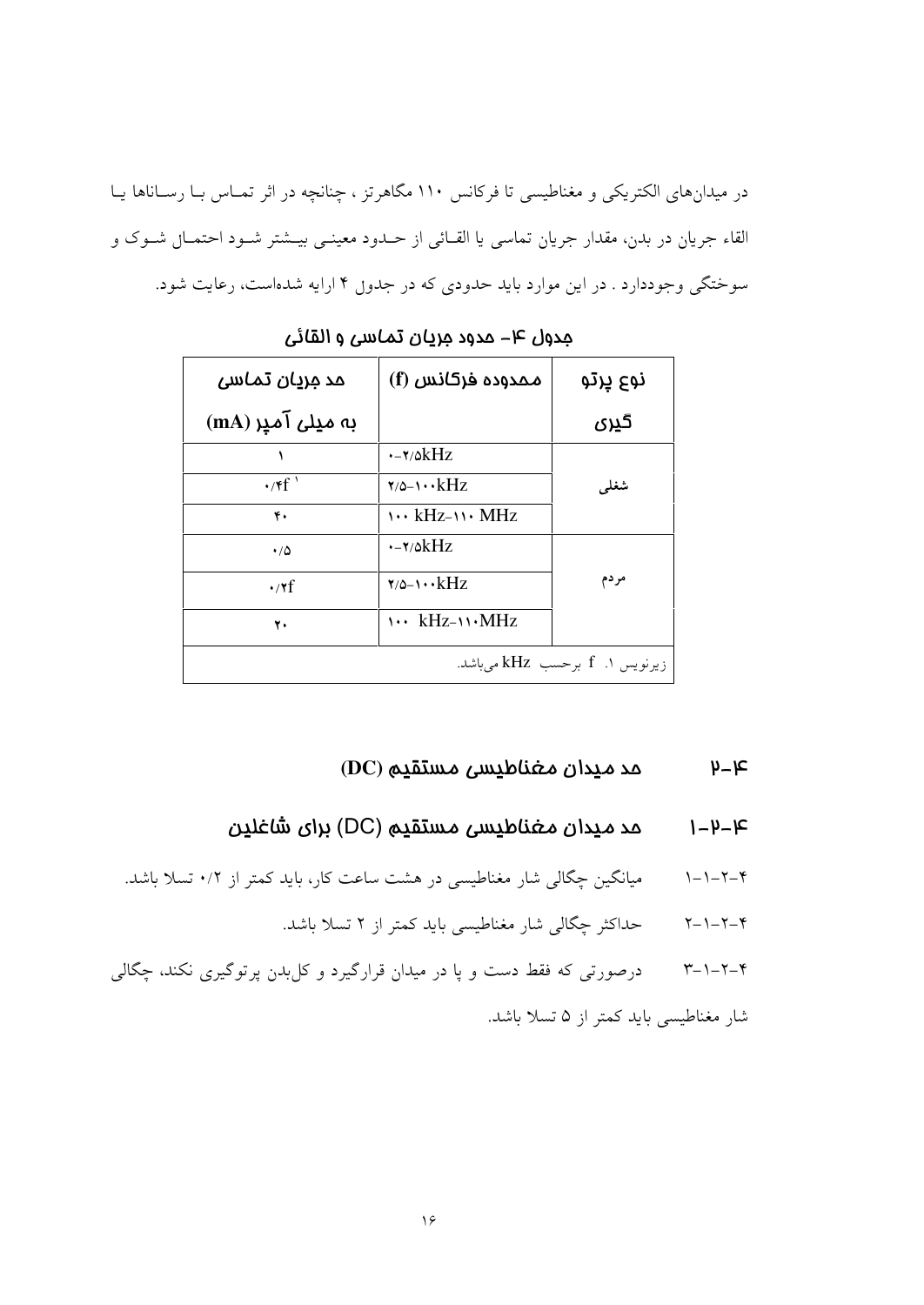در میدان‌های الکتریکی و مغناطیسی تا فرکانس ۱۱۰ مگاهرتز ، چنانچه در اثر تماس با رساناها یا القاء جریان در بدن، مقدار جریان تماسی یا القائی از حدود معینی بیشتر شود احتمال شوک و سوختگی وجوددارد . در این موارد باید حدودی که در جدول ۴ ارایه شده‌است، رعایت شود.

### جدول ۴- حدود جریان تماسی و القائی

| نوع پرتو گیری | محدوده فرکانس (f) | حد جریان تماسی به میلی آمپر (mA) |
|---|---|---|
| شغلی | ۰-۲/۵kHz | ۱ |
| | ۲/۵-۱۰۰kHz | ۰/۴f [1] |
| | ۱۰۰ kHz-۱۱۰ MHz | ۴۰ |
| مردم | ۰-۲/۵kHz | ۰/۵ |
| | ۲/۵-۱۰۰kHz | ۰/۲f |
| | ۱۰۰ kHz-۱۱۰MHz | ۲۰ |

زیرنویس ۱. f برحسب kHz می‌باشد.

## ۴-۲ حد میدان مغناطیسی مستقیم (DC)

### ۴-۲-۱ حد میدان مغناطیسی مستقیم (DC) برای شاغلین

۴-۲-۱-۱ میانگین چگالی شار مغناطیسی در هشت ساعت کار، باید کمتر از ۰/۲ تسلا باشد.

۴-۲-۱-۲ حداکثر چگالی شار مغناطیسی باید کمتر از ۲ تسلا باشد.

۴-۲-۱-۳ درصورتی که فقط دست و پا در میدان قرارگیرد و کل‌بدن پرتوگیری نکند، چگالی شار مغناطیسی باید کمتر از ۵ تسلا باشد.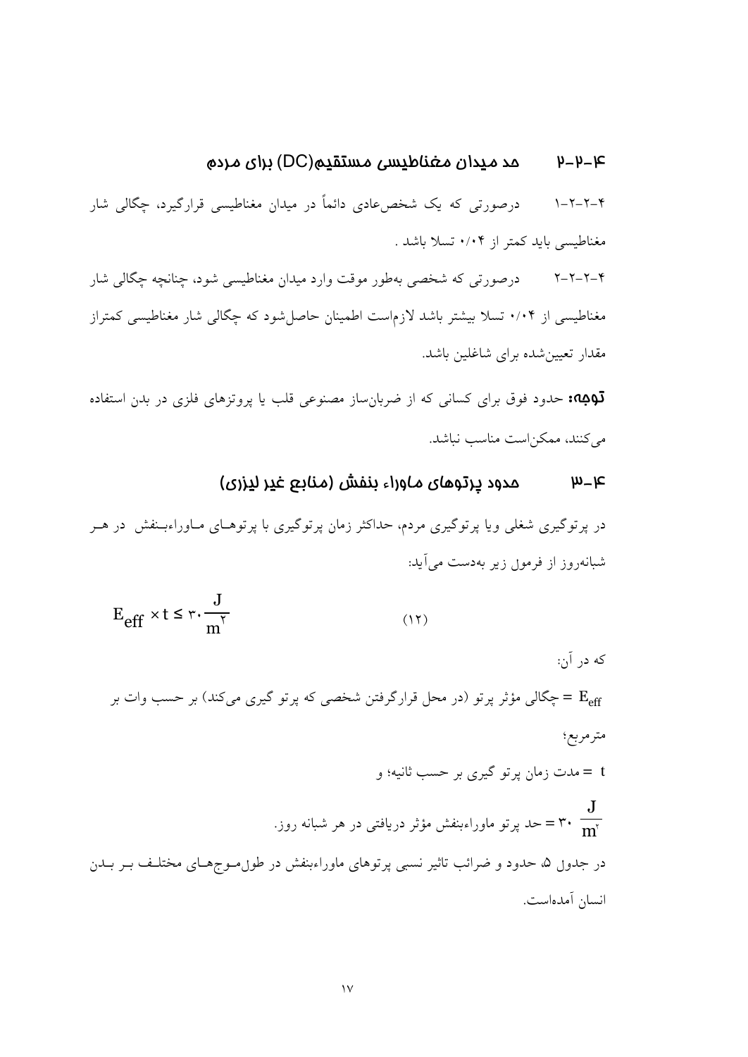### ۴-۲-۲ حد میدان مغناطیسی مستقیم(DC) برای مردم

۴-۲-۲-۱ درصورتی که یک شخص‌عادی دائماً در میدان مغناطیسی قرارگیرد، چگالی شار مغناطیسی باید کمتر از ۰/۰۴ تسلا باشد .

۴-۲-۲-۲ درصورتی که شخصی به‌طور موقت وارد میدان مغناطیسی شود، چنانچه چگالی شار مغناطیسی از ۰/۰۴ تسلا بیشتر باشد لازم‌است اطمینان حاصل‌شود که چگالی شار مغناطیسی کمتراز مقدار تعیین‌شده برای شاغلین باشد.

**توجه:** حدود فوق برای کسانی که از ضربان‌ساز مصنوعی قلب یا پروتزهای فلزی در بدن استفاده می‌کنند، ممکن‌است مناسب نباشد.

### ۴-۳ حدود پرتوهای ماوراء بنفش (منابع غیر لیزری)

در پرتوگیری شغلی ویا پرتوگیری مردم، حداکثر زمان پرتوگیری با پرتوهـای مـاوراءبـنفش در هـر شبانه‌روز از فرمول زیر به‌دست می‌آید:

$$E_{eff} \times t \leq 30 \frac{J}{m^2} \qquad (12)$$

که در آن:

$E_{eff}$ = چگالی مؤثر پرتو (در محل قرارگرفتن شخصی که پرتو گیری می‌کند) بر حسب وات بر مترمربع؛

$t$ = مدت زمان پرتو گیری بر حسب ثانیه؛ و

$30 \frac{J}{m^2}$ = حد پرتو ماوراءبنفش مؤثر دریافتی در هر شبانه روز.

در جدول ۵، حدود و ضرائب تاثیر نسبی پرتوهای ماوراءبنفش در طول‌مـوج‌هـای مختلـف بـر بـدن انسان آمده‌است.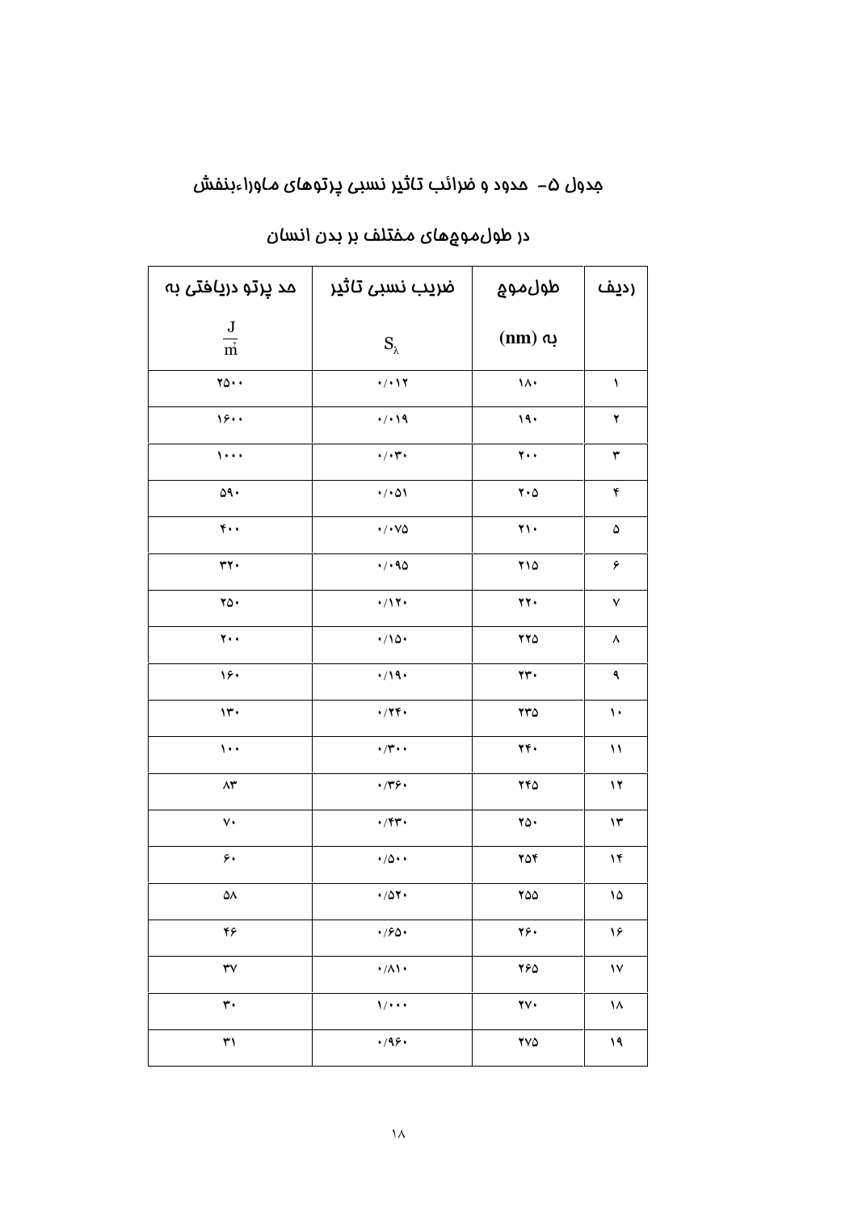جدول ۵- حدود و ضرائب تاثیر نسبی پرتوهای ماوراءبنفش

در طول‌موج‌های مختلف بر بدن انسان

| ردیف | طول‌موج به (nm) | ضریب نسبی تاثیر $S_\lambda$ | حد پرتو دریافتی به $\frac{J}{m^2}$ |
|---|---|---|---|
| ۱ | ۱۸۰ | ۰/۰۱۲ | ۲۵۰۰ |
| ۲ | ۱۹۰ | ۰/۰۱۹ | ۱۶۰۰ |
| ۳ | ۲۰۰ | ۰/۰۳۰ | ۱۰۰۰ |
| ۴ | ۲۰۵ | ۰/۰۵۱ | ۵۹۰ |
| ۵ | ۲۱۰ | ۰/۰۷۵ | ۴۰۰ |
| ۶ | ۲۱۵ | ۰/۰۹۵ | ۳۲۰ |
| ۷ | ۲۲۰ | ۰/۱۲۰ | ۲۵۰ |
| ۸ | ۲۲۵ | ۰/۱۵۰ | ۲۰۰ |
| ۹ | ۲۳۰ | ۰/۱۹۰ | ۱۶۰ |
| ۱۰ | ۲۳۵ | ۰/۲۴۰ | ۱۳۰ |
| ۱۱ | ۲۴۰ | ۰/۳۰۰ | ۱۰۰ |
| ۱۲ | ۲۴۵ | ۰/۳۶۰ | ۸۳ |
| ۱۳ | ۲۵۰ | ۰/۴۳۰ | ۷۰ |
| ۱۴ | ۲۵۴ | ۰/۵۰۰ | ۶۰ |
| ۱۵ | ۲۵۵ | ۰/۵۲۰ | ۵۸ |
| ۱۶ | ۲۶۰ | ۰/۶۵۰ | ۴۶ |
| ۱۷ | ۲۶۵ | ۰/۸۱۰ | ۳۷ |
| ۱۸ | ۲۷۰ | ۱/۰۰۰ | ۳۰ |
| ۱۹ | ۲۷۵ | ۰/۹۶۰ | ۳۱ |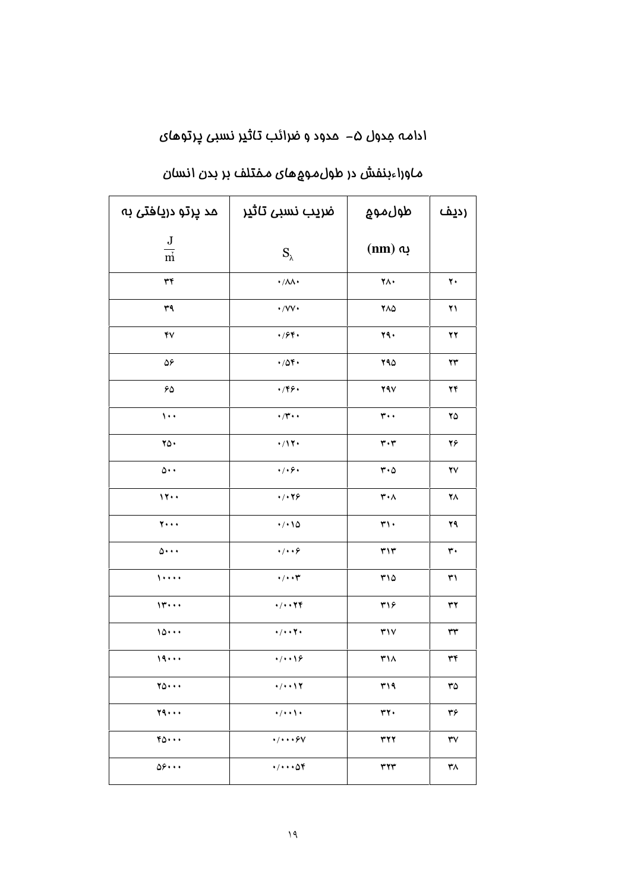ادامه جدول ۵-  حدود و ضرائب تاثیر نسبی پرتوهای

ماوراءبنفش در طول‌موج‌های مختلف بر بدن انسان

| ردیف | طول‌موج به (nm) | ضریب نسبی تاثیر $S_\lambda$ | حد پرتو دریافتی به $\frac{J}{m^2}$ |
|---|---|---|---|
| ۲۰ | ۲۸۰ | ۰/۸۸۰ | ۳۴ |
| ۲۱ | ۲۸۵ | ۰/۷۷۰ | ۳۹ |
| ۲۲ | ۲۹۰ | ۰/۶۴۰ | ۴۷ |
| ۲۳ | ۲۹۵ | ۰/۵۴۰ | ۵۶ |
| ۲۴ | ۲۹۷ | ۰/۴۶۰ | ۶۵ |
| ۲۵ | ۳۰۰ | ۰/۳۰۰ | ۱۰۰ |
| ۲۶ | ۳۰۳ | ۰/۱۲۰ | ۲۵۰ |
| ۲۷ | ۳۰۵ | ۰/۰۶۰ | ۵۰۰ |
| ۲۸ | ۳۰۸ | ۰/۰۲۶ | ۱۲۰۰ |
| ۲۹ | ۳۱۰ | ۰/۰۱۵ | ۲۰۰۰ |
| ۳۰ | ۳۱۳ | ۰/۰۰۶ | ۵۰۰۰ |
| ۳۱ | ۳۱۵ | ۰/۰۰۳ | ۱۰۰۰۰ |
| ۳۲ | ۳۱۶ | ۰/۰۰۲۴ | ۱۳۰۰۰ |
| ۳۳ | ۳۱۷ | ۰/۰۰۲۰ | ۱۵۰۰۰ |
| ۳۴ | ۳۱۸ | ۰/۰۰۱۶ | ۱۹۰۰۰ |
| ۳۵ | ۳۱۹ | ۰/۰۰۱۲ | ۲۵۰۰۰ |
| ۳۶ | ۳۲۰ | ۰/۰۰۱۰ | ۲۹۰۰۰ |
| ۳۷ | ۳۲۲ | ۰/۰۰۰۶۷ | ۴۵۰۰۰ |
| ۳۸ | ۳۲۳ | ۰/۰۰۰۵۴ | ۵۶۰۰۰ |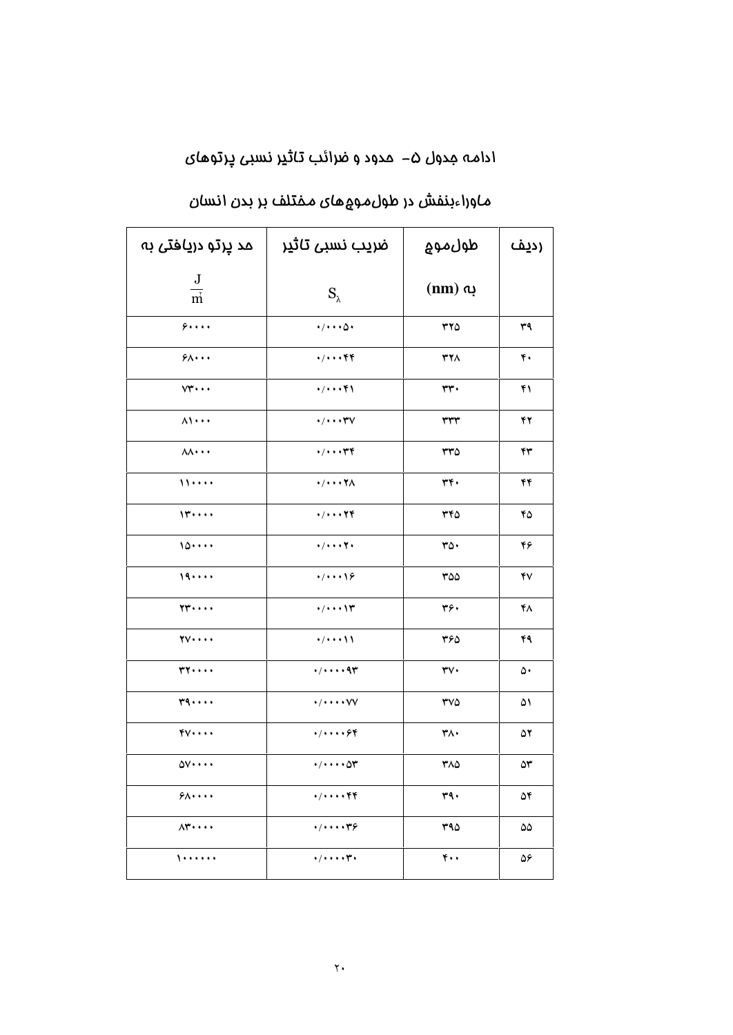ادامه جدول ۵- حدود و ضرائب تاثیر نسبی پرتوهای

ماوراءبنفش در طول‌موج‌های مختلف بر بدن انسان

| ردیف | طول‌موج به (nm) | ضریب نسبی تاثیر $S_\lambda$ | حد پرتو دریافتی به $\frac{J}{m^2}$ |
|---|---|---|---|
| ۳۹ | ۳۲۵ | ۰/۰۰۰۵۰ | ۶۰۰۰۰ |
| ۴۰ | ۳۲۸ | ۰/۰۰۰۴۴ | ۶۸۰۰۰ |
| ۴۱ | ۳۳۰ | ۰/۰۰۰۴۱ | ۷۳۰۰۰ |
| ۴۲ | ۳۳۳ | ۰/۰۰۰۳۷ | ۸۱۰۰۰ |
| ۴۳ | ۳۳۵ | ۰/۰۰۰۳۴ | ۸۸۰۰۰ |
| ۴۴ | ۳۴۰ | ۰/۰۰۰۲۸ | ۱۱۰۰۰۰ |
| ۴۵ | ۳۴۵ | ۰/۰۰۰۲۴ | ۱۳۰۰۰۰ |
| ۴۶ | ۳۵۰ | ۰/۰۰۰۲۰ | ۱۵۰۰۰۰ |
| ۴۷ | ۳۵۵ | ۰/۰۰۰۱۶ | ۱۹۰۰۰۰ |
| ۴۸ | ۳۶۰ | ۰/۰۰۰۱۳ | ۲۳۰۰۰۰ |
| ۴۹ | ۳۶۵ | ۰/۰۰۰۱۱ | ۲۷۰۰۰۰ |
| ۵۰ | ۳۷۰ | ۰/۰۰۰۰۹۳ | ۳۲۰۰۰۰ |
| ۵۱ | ۳۷۵ | ۰/۰۰۰۰۷۷ | ۳۹۰۰۰۰ |
| ۵۲ | ۳۸۰ | ۰/۰۰۰۰۶۴ | ۴۷۰۰۰۰ |
| ۵۳ | ۳۸۵ | ۰/۰۰۰۰۵۳ | ۵۷۰۰۰۰ |
| ۵۴ | ۳۹۰ | ۰/۰۰۰۰۴۴ | ۶۸۰۰۰۰ |
| ۵۵ | ۳۹۵ | ۰/۰۰۰۰۳۶ | ۸۳۰۰۰۰ |
| ۵۶ | ۴۰۰ | ۰/۰۰۰۰۳۰ | ۱۰۰۰۰۰۰ |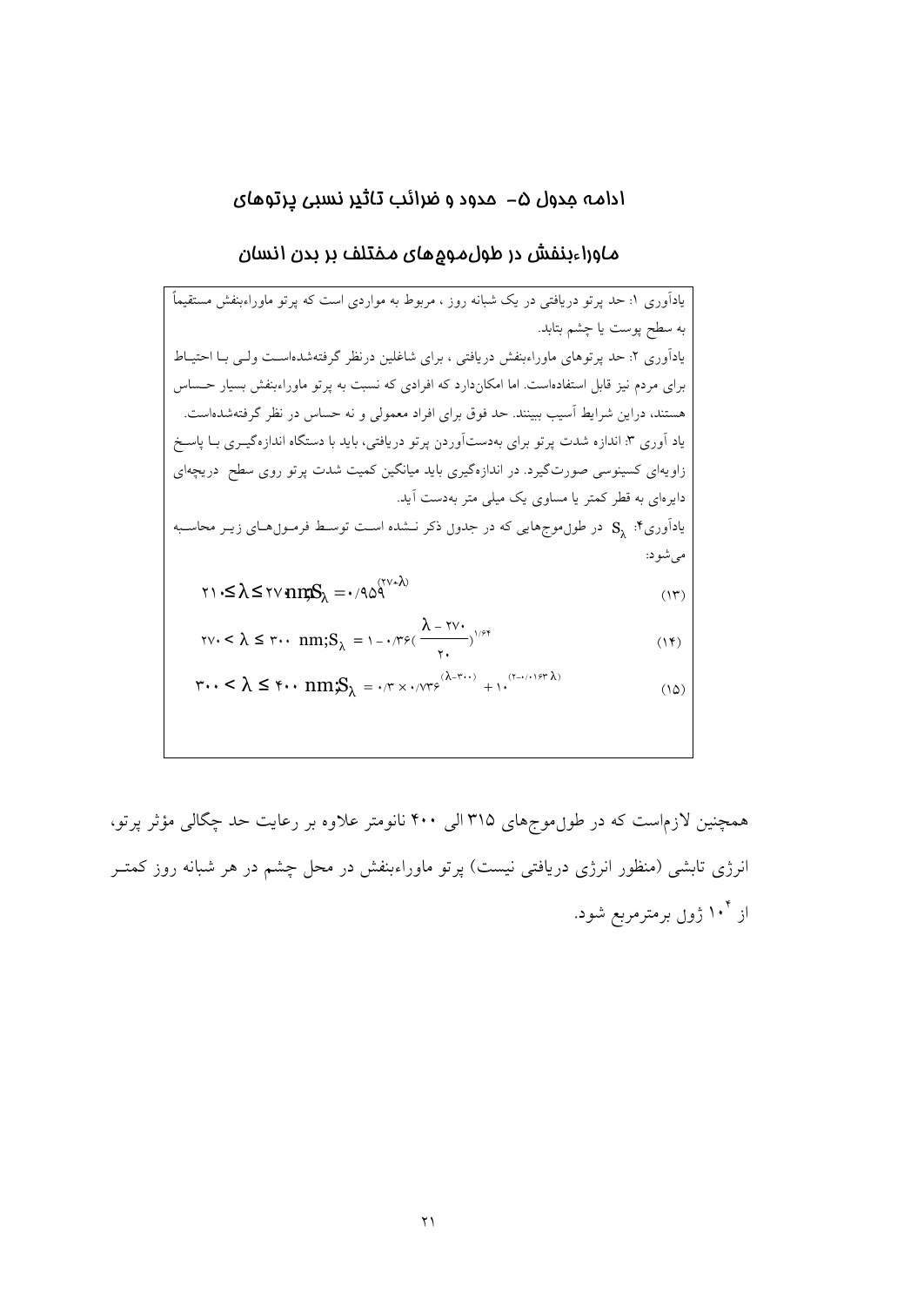## ادامه جدول ۵- حدود و ضرائب تاثیر نسبی پرتوهای ماوراءبنفش در طول‌موج‌های مختلف بر بدن انسان

یادآوری ۱: حد پرتو دریافتی در یک شبانه روز ، مربوط به مواردی است که پرتو ماوراءبنفش مستقیماً به سطح پوست یا چشم بتابد.

یادآوری ۲: حد پرتوهای ماوراءبنفش دریافتی ، برای شاغلین درنظر گرفته‌شده‌است ولی با احتیاط برای مردم نیز قابل استفاده‌است. اما امکان‌دارد که افرادی که نسبت به پرتو ماوراءبنفش بسیار حساس هستند، دراین شرایط آسیب ببینند. حد فوق برای افراد معمولی و نه حساس در نظر گرفته‌شده‌است.

یاد آوری ۳: اندازه شدت پرتو برای به‌دست‌آوردن پرتو دریافتی، باید با دستگاه اندازه‌گیری با پاسخ زاویه‌ای کسینوسی صورت‌گیرد. در اندازه‌گیری باید میانگین کمیت شدت پرتو روی سطح دریچه‌ای دایره‌ای به قطر کمتر یا مساوی یک میلی متر به‌دست آید.

یادآوری۴: $S_\lambda$ در طول‌موج‌هایی که در جدول ذکر نشده است توسط فرمول‌های زیر محاسبه می‌شود:

$$۲۱۰ \le \lambda \le ۲۷۰\ \text{nm};\ S_\lambda = ۰/۹۵۹^{(۲۷۰-\lambda)} \qquad (۱۳)$$

$$۲۷۰ < \lambda \le ۳۰۰\ \text{nm};\ S_\lambda = ۱ - ۰/۳۶\left(\frac{\lambda - ۲۷۰}{۲۰}\right)^{۱/۶۴} \qquad (۱۴)$$

$$۳۰۰ < \lambda \le ۴۰۰\ \text{nm};\ S_\lambda = ۰/۳ \times ۰/۷۳۶^{(\lambda-۳۰۰)} + ۱۰^{(۲-۰/۰۱۶۳\lambda)} \qquad (۱۵)$$

همچنین لازم‌است که در طول‌موج‌های ۳۱۵ الی ۴۰۰ نانومتر علاوه بر رعایت حد چگالی مؤثر پرتو، انرژی تابشی (منظور انرژی دریافتی نیست) پرتو ماوراءبنفش در محل چشم در هر شبانه روز کمتر از $۱۰^۴$ ژول برمترمربع شود.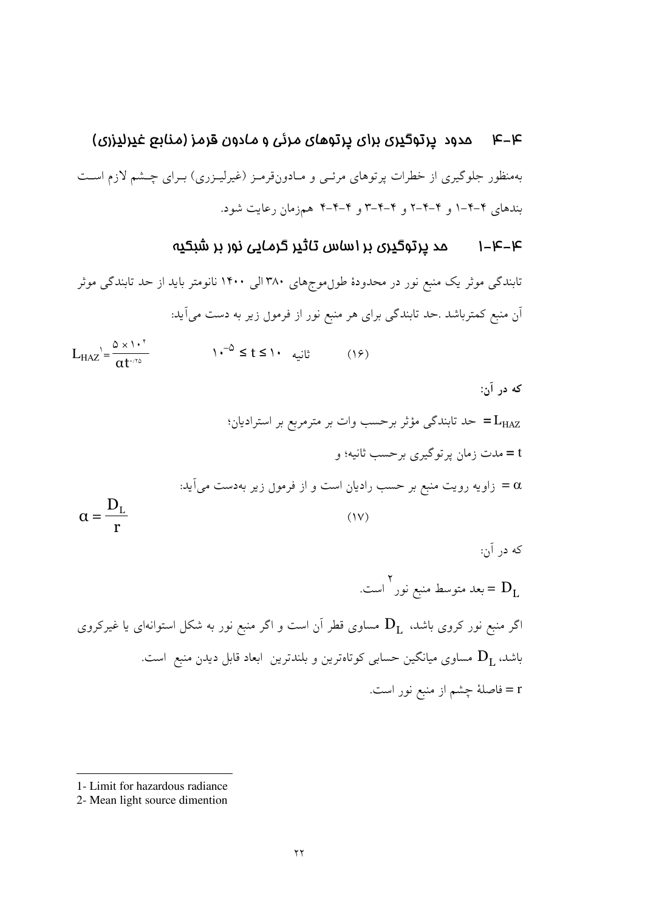## ۴-۴ حدود پرتوگیری برای پرتوهای مرئی و مادون قرمز (منابع غیرلیزری)

به‌منظور جلوگیری از خطرات پرتوهای مرئی و مادون‌قرمز (غیرلیزری) برای چشم لازم است بندهای ۴-۴-۱ و ۴-۴-۲ و ۴-۴-۳ و ۴-۴-۴ همزمان رعایت شود.

### ۴-۴-۱ حد پرتوگیری بر اساس تاثیر گرمایی نور بر شبکیه

تابندگی موثر یک منبع نور در محدودهٔ طول‌موج‌های ۳۸۰ الی ۱۴۰۰ نانومتر باید از حد تابندگی موثر آن منبع کمترباشد .حد تابندگی برای هر منبع نور از فرمول زیر به دست می‌آید:

$$L_{HAZ}[1] = \frac{5 \times 10^{4}}{\alpha t^{0.25}} \qquad 10^{-5} \leq t \leq 10 \text{ ثانیه} \qquad (16)$$

**که در آن:**

$L_{HAZ}$ = حد تابندگی مؤثر برحسب وات بر مترمربع بر استرادیان؛

$t$ = مدت زمان پرتوگیری برحسب ثانیه؛ و

$\alpha$ = زاویه رویت منبع بر حسب رادیان است و از فرمول زیر به‌دست می‌آید:

$$\alpha = \frac{D_L}{r} \qquad (17)$$

که در آن:

$D_L$ = بعد متوسط منبع نور [2] است.

اگر منبع نور کروی باشد، $D_L$ مساوی قطر آن است و اگر منبع نور به شکل استوانه‌ای یا غیرکروی باشد، $D_L$ مساوی میانگین حسابی کوتاه‌ترین و بلندترین ابعاد قابل دیدن منبع است.

$r$ = فاصلهٔ چشم از منبع نور است.

---

1- Limit for hazardous radiance

2- Mean light source dimention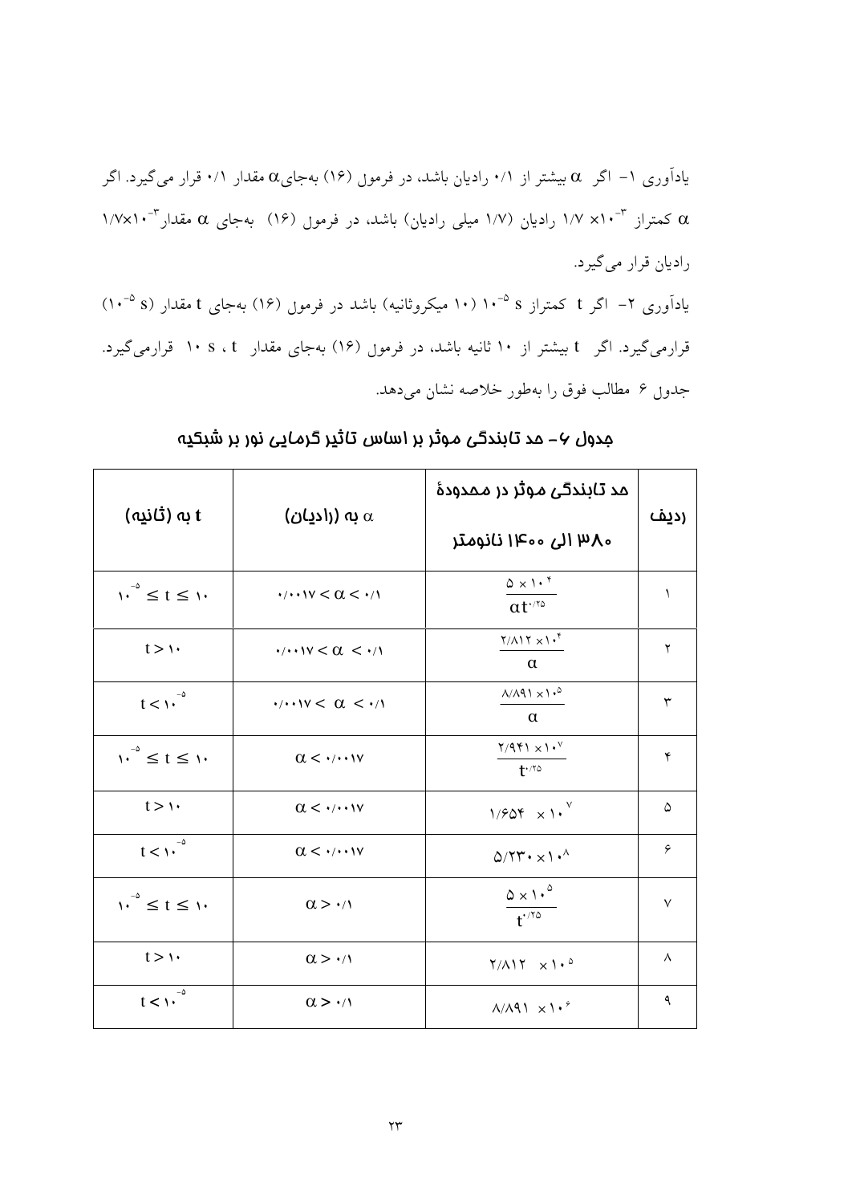یادآوری ۱- اگر $\alpha$ بیشتر از ۰/۱ رادیان باشد، در فرمول (۱۶) به‌جای $\alpha$ مقدار ۰/۱ قرار می‌گیرد. اگر $\alpha$ کمتراز $1/7 \times 10^{-3}$ رادیان (۱/۷ میلی رادیان) باشد، در فرمول (۱۶) به‌جای $\alpha$ مقدار $1/7 \times 10^{-3}$ رادیان قرار می‌گیرد.

یادآوری ۲- اگر t کمتراز $10^{-5}$ s (۱۰ میکروثانیه) باشد در فرمول (۱۶) به‌جای t مقدار ($10^{-5}$ s) قرارمی‌گیرد. اگر t بیشتر از ۱۰ ثانیه باشد، در فرمول (۱۶) به‌جای مقدار t ، ۱۰ s قرارمی‌گیرد.

جدول ۶ مطالب فوق را به‌طور خلاصه نشان می‌دهد.

**جدول ۶- حد تابندگی موثر بر اساس تاثیر گرمایی نور بر شبکیه**

| ردیف | حد تابندگی موثر در محدودهٔ ۳۸۰ الی ۱۴۰۰ نانومتر | $\alpha$ به (رادیان) | t به (ثانیه) |
|---|---|---|---|
| ۱ | $\frac{5 \times 10^{4}}{\alpha t^{0/25}}$ | $0/0017 < \alpha < 0/1$ | $10^{-5} \le t \le 10$ |
| ۲ | $\frac{2/812 \times 10^{4}}{\alpha}$ | $0/0017 < \alpha < 0/1$ | $t > 10$ |
| ۳ | $\frac{8/891 \times 10^{5}}{\alpha}$ | $0/0017 < \alpha < 0/1$ | $t < 10^{-5}$ |
| ۴ | $\frac{2/941 \times 10^{7}}{t^{0/25}}$ | $\alpha < 0/0017$ | $10^{-5} \le t \le 10$ |
| ۵ | $1/654 \times 10^{7}$ | $\alpha < 0/0017$ | $t > 10$ |
| ۶ | $5/230 \times 10^{8}$ | $\alpha < 0/0017$ | $t < 10^{-5}$ |
| ۷ | $\frac{5 \times 10^{5}}{t^{0/25}}$ | $\alpha > 0/1$ | $10^{-5} \le t \le 10$ |
| ۸ | $2/812 \times 10^{5}$ | $\alpha > 0/1$ | $t > 10$ |
| ۹ | $8/891 \times 10^{6}$ | $\alpha > 0/1$ | $t < 10^{-5}$ |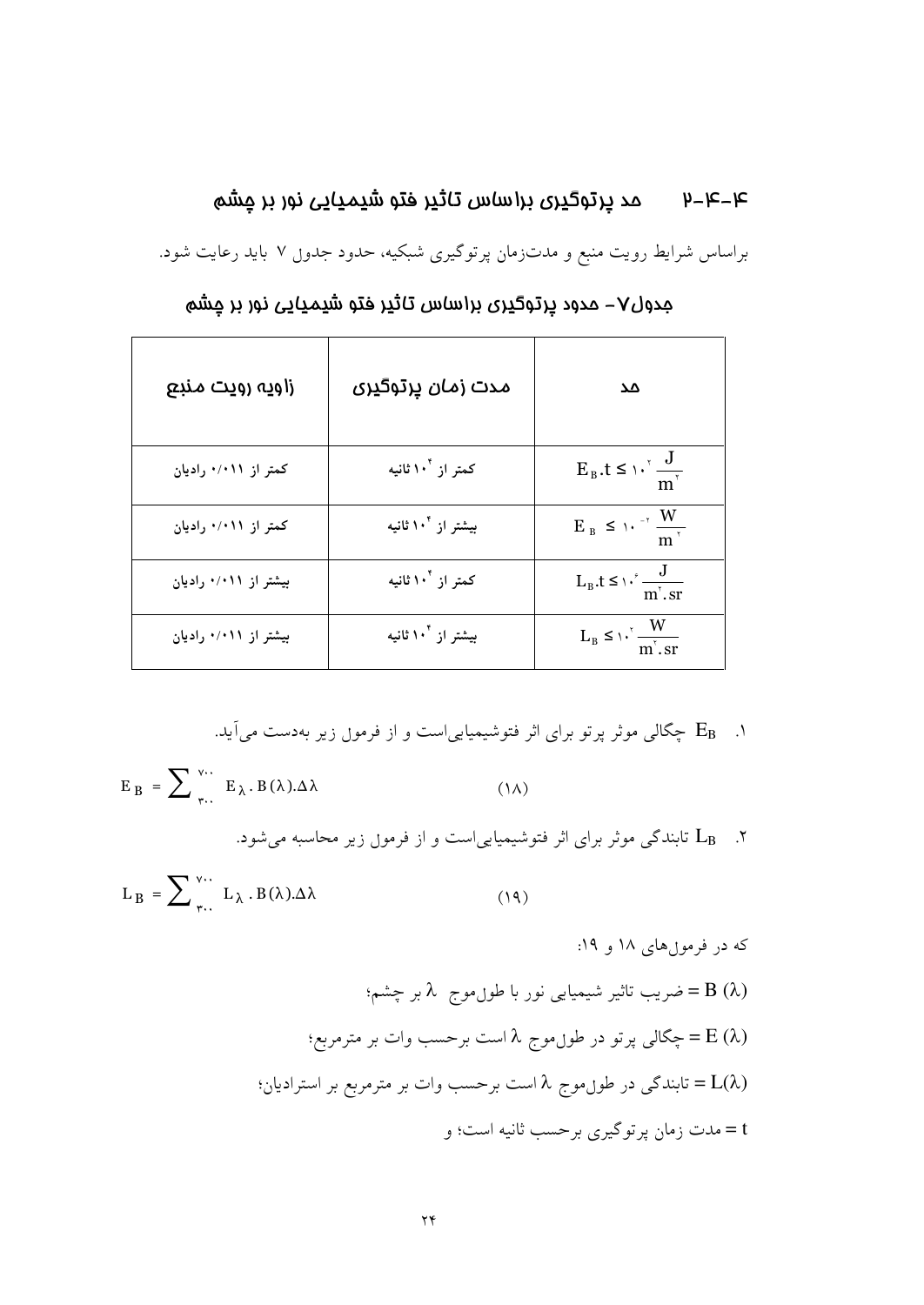### ۲-۱۴-۴ حد پرتوگیری براساس تاثیر فتو شیمیایی نور بر چشم

براساس شرایط رویت منبع و مدت‌زمان پرتوگیری شبکیه، حدود جدول ۷ باید رعایت شود.

**جدول۷- حدود پرتوگیری براساس تاثیر فتو شیمیایی نور بر چشم**

| زاویه رویت منبع | مدت زمان پرتوگیری | حد |
|---|---|---|
| کمتر از ۰/۰۱۱ رادیان | کمتر از ۱۰^۴ ثانیه | $E_B.t \le 10^2 \frac{J}{m^2}$ |
| کمتر از ۰/۰۱۱ رادیان | بیشتر از ۱۰^۴ ثانیه | $E_B \le 10^{-2} \frac{W}{m^2}$ |
| بیشتر از ۰/۰۱۱ رادیان | کمتر از ۱۰^۴ ثانیه | $L_B.t \le 10^6 \frac{J}{m^2.sr}$ |
| بیشتر از ۰/۰۱۱ رادیان | بیشتر از ۱۰^۴ ثانیه | $L_B \le 10^2 \frac{W}{m^2.sr}$ |

۱. $E_B$ چگالی موثر پرتو برای اثر فتوشیمیایی‌است و از فرمول زیر به‌دست می‌آید.

$$E_B = \sum_{300}^{700} E_\lambda . B(\lambda).\Delta\lambda \qquad (18)$$

۲. $L_B$ تابندگی موثر برای اثر فتوشیمیایی‌است و از فرمول زیر محاسبه می‌شود.

$$L_B = \sum_{300}^{700} L_\lambda . B(\lambda).\Delta\lambda \qquad (19)$$

که در فرمول‌های ۱۸ و ۱۹:

$B(\lambda)$ = ضریب تاثیر شیمیایی نور با طول‌موج $\lambda$ بر چشم؛

$E(\lambda)$ = چگالی پرتو در طول‌موج $\lambda$ است برحسب وات بر مترمربع؛

$L(\lambda)$ = تابندگی در طول‌موج $\lambda$ است برحسب وات بر مترمربع بر استرادیان؛

$t$ = مدت زمان پرتوگیری برحسب ثانیه است؛ و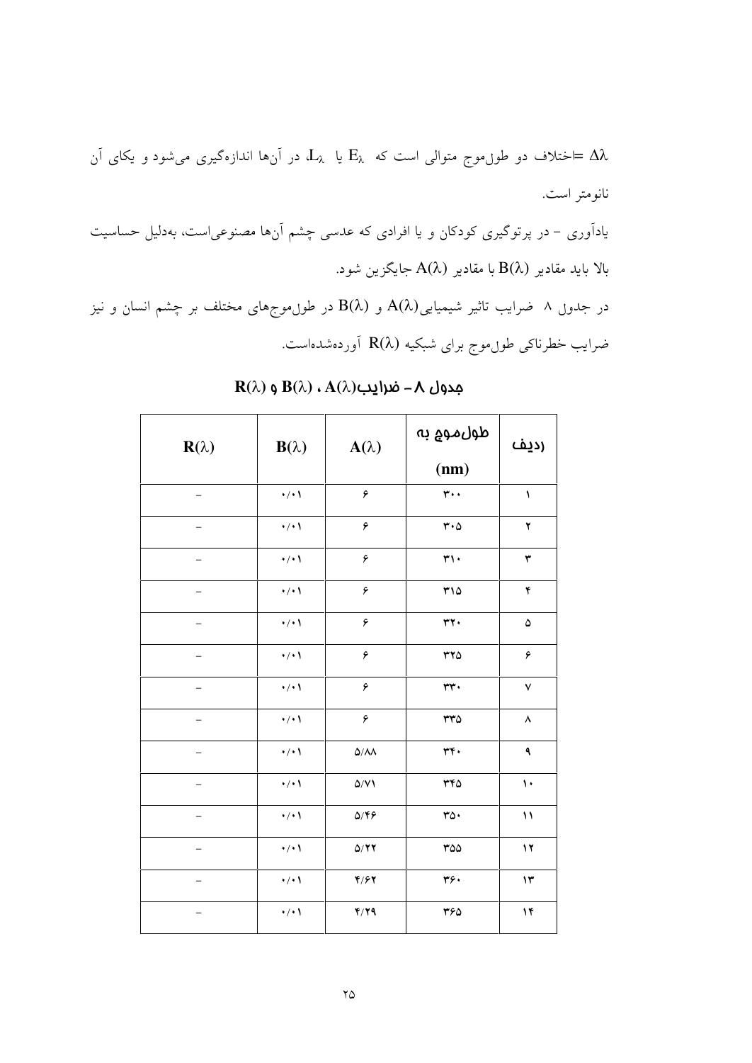$\Delta\lambda$ =اختلاف دو طول‌موج متوالی است که $E_\lambda$ یا $L_\lambda$، در آن‌ها اندازه‌گیری می‌شود و یکای آن نانومتر است.

یادآوری – در پرتوگیری کودکان و یا افرادی که عدسی چشم آن‌ها مصنوعی‌است، به‌دلیل حساسیت بالا باید مقادیر $B(\lambda)$ با مقادیر $A(\lambda)$ جایگزین شود.

در جدول ۸ ضرایب تاثیر شیمیایی $A(\lambda)$ و $B(\lambda)$ در طول‌موج‌های مختلف بر چشم انسان و نیز ضرایب خطرناکی طول‌موج برای شبکیه $R(\lambda)$ آورده‌شده‌است.

**جدول ۸ – ضرایب $A(\lambda)$ ، $B(\lambda)$ و $R(\lambda)$**

| ردیف | طول‌موج به (nm) | $A(\lambda)$ | $B(\lambda)$ | $R(\lambda)$ |
|---|---|---|---|---|
| ۱ | ۳۰۰ | ۶ | ۰/۰۱ | – |
| ۲ | ۳۰۵ | ۶ | ۰/۰۱ | – |
| ۳ | ۳۱۰ | ۶ | ۰/۰۱ | – |
| ۴ | ۳۱۵ | ۶ | ۰/۰۱ | – |
| ۵ | ۳۲۰ | ۶ | ۰/۰۱ | – |
| ۶ | ۳۲۵ | ۶ | ۰/۰۱ | – |
| ۷ | ۳۳۰ | ۶ | ۰/۰۱ | – |
| ۸ | ۳۳۵ | ۶ | ۰/۰۱ | – |
| ۹ | ۳۴۰ | ۵/۸۸ | ۰/۰۱ | – |
| ۱۰ | ۳۴۵ | ۵/۷۱ | ۰/۰۱ | – |
| ۱۱ | ۳۵۰ | ۵/۴۶ | ۰/۰۱ | – |
| ۱۲ | ۳۵۵ | ۵/۲۲ | ۰/۰۱ | – |
| ۱۳ | ۳۶۰ | ۴/۶۲ | ۰/۰۱ | – |
| ۱۴ | ۳۶۵ | ۴/۲۹ | ۰/۰۱ | – |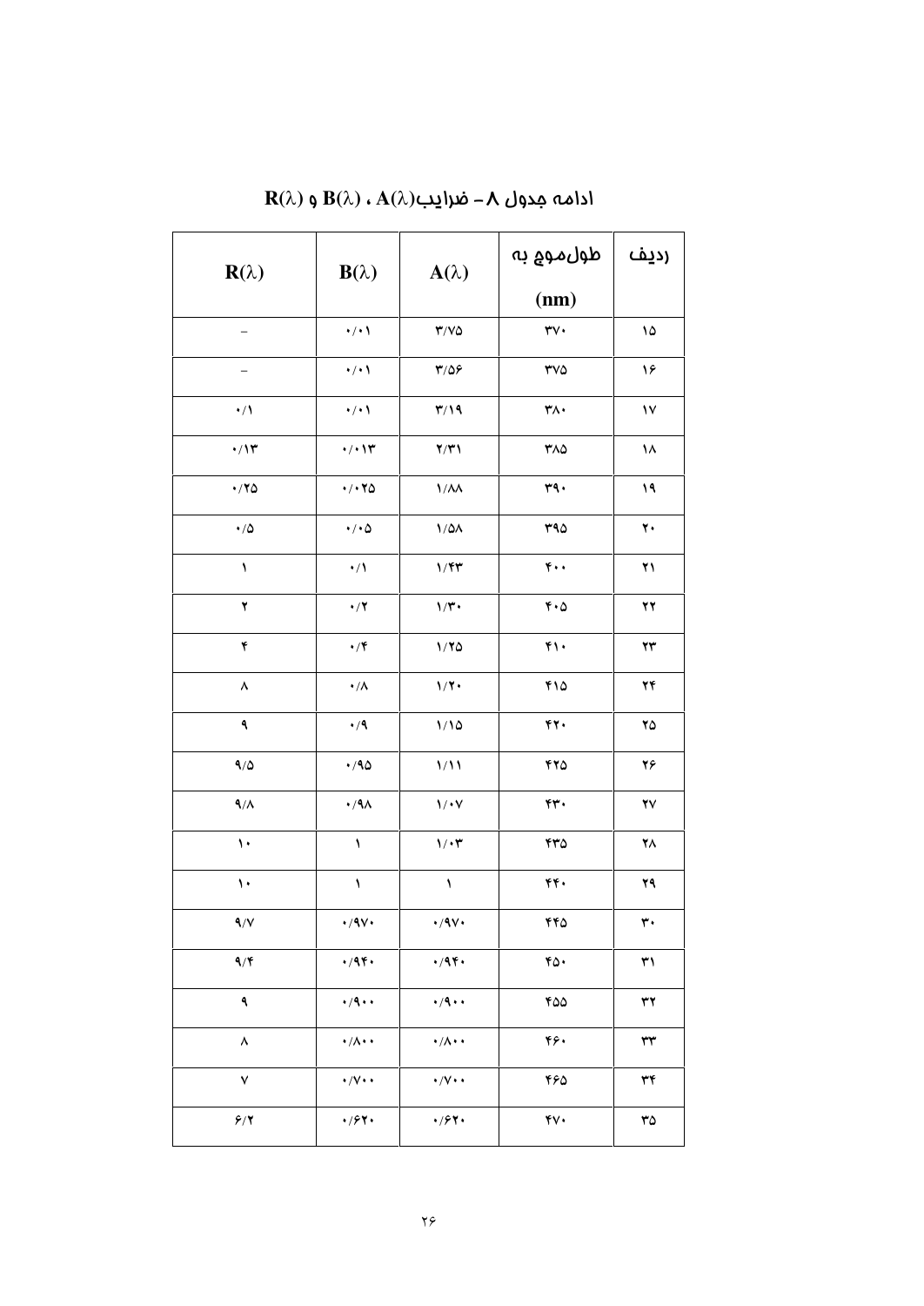## ادامه جدول ۸ – ضرایب $A(\lambda)$ ، $B(\lambda)$ و $R(\lambda)$

| ردیف | طول‌موج به (nm) | $A(\lambda)$ | $B(\lambda)$ | $R(\lambda)$ |
|---|---|---|---|---|
| ۱۵ | ۳۷۰ | ۳/۷۵ | ۰/۰۱ | – |
| ۱۶ | ۳۷۵ | ۳/۵۶ | ۰/۰۱ | – |
| ۱۷ | ۳۸۰ | ۳/۱۹ | ۰/۰۱ | ۰/۱ |
| ۱۸ | ۳۸۵ | ۲/۳۱ | ۰/۰۱۳ | ۰/۱۳ |
| ۱۹ | ۳۹۰ | ۱/۸۸ | ۰/۰۲۵ | ۰/۲۵ |
| ۲۰ | ۳۹۵ | ۱/۵۸ | ۰/۰۵ | ۰/۵ |
| ۲۱ | ۴۰۰ | ۱/۴۳ | ۰/۱ | ۱ |
| ۲۲ | ۴۰۵ | ۱/۳۰ | ۰/۲ | ۲ |
| ۲۳ | ۴۱۰ | ۱/۲۵ | ۰/۴ | ۴ |
| ۲۴ | ۴۱۵ | ۱/۲۰ | ۰/۸ | ۸ |
| ۲۵ | ۴۲۰ | ۱/۱۵ | ۰/۹ | ۹ |
| ۲۶ | ۴۲۵ | ۱/۱۱ | ۰/۹۵ | ۹/۵ |
| ۲۷ | ۴۳۰ | ۱/۰۷ | ۰/۹۸ | ۹/۸ |
| ۲۸ | ۴۳۵ | ۱/۰۳ | ۱ | ۱۰ |
| ۲۹ | ۴۴۰ | ۱ | ۱ | ۱۰ |
| ۳۰ | ۴۴۵ | ۰/۹۷۰ | ۰/۹۷۰ | ۹/۷ |
| ۳۱ | ۴۵۰ | ۰/۹۴۰ | ۰/۹۴۰ | ۹/۴ |
| ۳۲ | ۴۵۵ | ۰/۹۰۰ | ۰/۹۰۰ | ۹ |
| ۳۳ | ۴۶۰ | ۰/۸۰۰ | ۰/۸۰۰ | ۸ |
| ۳۴ | ۴۶۵ | ۰/۷۰۰ | ۰/۷۰۰ | ۷ |
| ۳۵ | ۴۷۰ | ۰/۶۲۰ | ۰/۶۲۰ | ۶/۲ |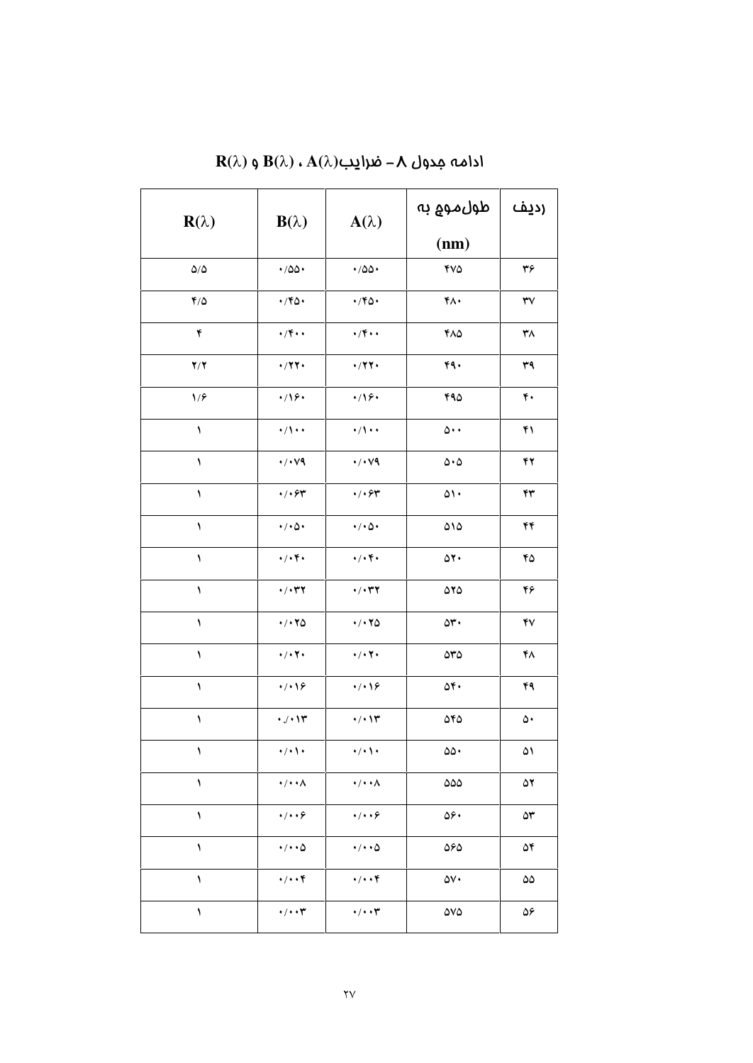## ادامه جدول ۸ – ضرایب $A(\lambda)$ ، $B(\lambda)$ و $R(\lambda)$

| ردیف | طول‌موج به (nm) | $A(\lambda)$ | $B(\lambda)$ | $R(\lambda)$ |
|---|---|---|---|---|
| ۳۶ | ۴۷۵ | ۰/۵۵۰ | ۰/۵۵۰ | ۵/۵ |
| ۳۷ | ۴۸۰ | ۰/۴۵۰ | ۰/۴۵۰ | ۴/۵ |
| ۳۸ | ۴۸۵ | ۰/۴۰۰ | ۰/۴۰۰ | ۴ |
| ۳۹ | ۴۹۰ | ۰/۲۲۰ | ۰/۲۲۰ | ۲/۲ |
| ۴۰ | ۴۹۵ | ۰/۱۶۰ | ۰/۱۶۰ | ۱/۶ |
| ۴۱ | ۵۰۰ | ۰/۱۰۰ | ۰/۱۰۰ | ۱ |
| ۴۲ | ۵۰۵ | ۰/۰۷۹ | ۰/۰۷۹ | ۱ |
| ۴۳ | ۵۱۰ | ۰/۰۶۳ | ۰/۰۶۳ | ۱ |
| ۴۴ | ۵۱۵ | ۰/۰۵۰ | ۰/۰۵۰ | ۱ |
| ۴۵ | ۵۲۰ | ۰/۰۴۰ | ۰/۰۴۰ | ۱ |
| ۴۶ | ۵۲۵ | ۰/۰۳۲ | ۰/۰۳۲ | ۱ |
| ۴۷ | ۵۳۰ | ۰/۰۲۵ | ۰/۰۲۵ | ۱ |
| ۴۸ | ۵۳۵ | ۰/۰۲۰ | ۰/۰۲۰ | ۱ |
| ۴۹ | ۵۴۰ | ۰/۰۱۶ | ۰/۰۱۶ | ۱ |
| ۵۰ | ۵۴۵ | ۰/۰۱۳ | ۰/۰۱۳ | ۱ |
| ۵۱ | ۵۵۰ | ۰/۰۱۰ | ۰/۰۱۰ | ۱ |
| ۵۲ | ۵۵۵ | ۰/۰۰۸ | ۰/۰۰۸ | ۱ |
| ۵۳ | ۵۶۰ | ۰/۰۰۶ | ۰/۰۰۶ | ۱ |
| ۵۴ | ۵۶۵ | ۰/۰۰۵ | ۰/۰۰۵ | ۱ |
| ۵۵ | ۵۷۰ | ۰/۰۰۴ | ۰/۰۰۴ | ۱ |
| ۵۶ | ۵۷۵ | ۰/۰۰۳ | ۰/۰۰۳ | ۱ |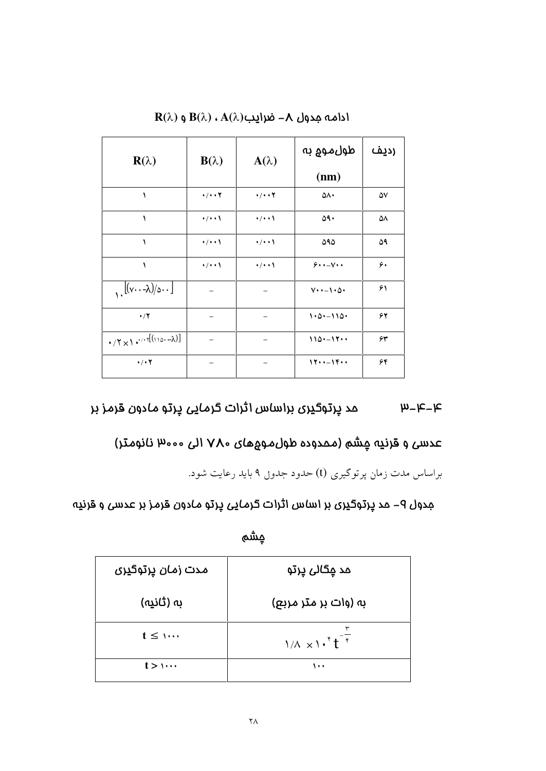ادامه جدول ۸- ضرایب $A(\lambda)$ ، $B(\lambda)$ و $R(\lambda)$

| ردیف | طول‌موج به (nm) | $A(\lambda)$ | $B(\lambda)$ | $R(\lambda)$ |
|---|---|---|---|---|
| ۵۷ | ۵۸۰ | ۰/۰۰۲ | ۰/۰۰۲ | ۱ |
| ۵۸ | ۵۹۰ | ۰/۰۰۱ | ۰/۰۰۱ | ۱ |
| ۵۹ | ۵۹۵ | ۰/۰۰۱ | ۰/۰۰۱ | ۱ |
| ۶۰ | ۶۰۰-۷۰۰ | ۰/۰۰۱ | ۰/۰۰۱ | ۱ |
| ۶۱ | ۷۰۰-۱۰۵۰ | - | - | $10^{[(700-\lambda)/500]}$ |
| ۶۲ | ۱۰۵۰-۱۱۵۰ | - | - | ۰/۲ |
| ۶۳ | ۱۱۵۰-۱۲۰۰ | - | - | $0/2 \times 10^{0/02[(1150-\lambda)]}$ |
| ۶۴ | ۱۲۰۰-۱۴۰۰ | - | - | ۰/۰۲ |

## ۳-۴-۴ حد پرتوگیری براساس اثرات گرمایی پرتو مادون قرمز بر عدسی و قرنیه چشم (محدوده طول‌موج‌های ۷۸۰ الی ۳۰۰۰ نانومتر)

براساس مدت زمان پرتوگیری (t) حدود جدول ۹ باید رعایت شود.

جدول ۹- حد پرتوگیری بر اساس اثرات گرمایی پرتو مادون قرمز بر عدسی و قرنیه چشم

| حد چگالی پرتو به (وات بر متر مربع) | مدت زمان پرتوگیری به (ثانیه) |
|---|---|
| $1/8 \times 10^{4}\, t^{-\frac{3}{4}}$ | $t \leq 1000$ |
| ۱۰۰ | $t > 1000$ |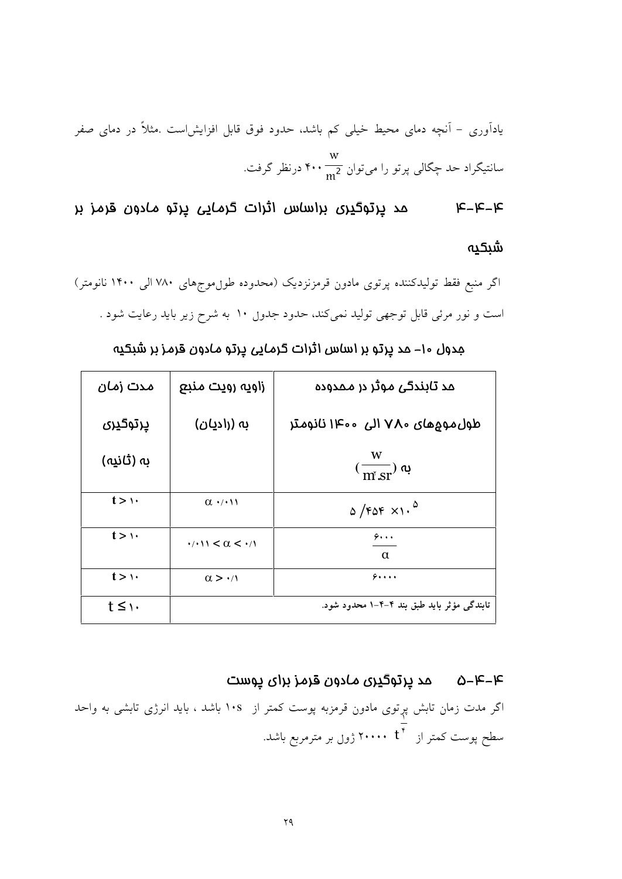یادآوری – آنچه دمای محیط خیلی کم باشد، حدود فوق قابل افزایش‌است .مثلاً در دمای صفر سانتیگراد حد چگالی پرتو را می‌توان ۴۰۰ $\frac{W}{m^2}$ درنظر گرفت.

## ۴-۴-۴ حد پرتوگیری براساس اثرات گرمایی پرتو مادون قرمز بر شبکیه

اگر منبع فقط تولیدکننده پرتوی مادون قرمزنزدیک (محدوده طول‌موج‌های ۷۸۰ الی ۱۴۰۰ نانومتر) است و نور مرئی قابل توجهی تولید نمی‌کند، حدود جدول ۱۰ به شرح زیر باید رعایت شود .

**جدول ۱۰- حد پرتو بر اساس اثرات گرمایی پرتو مادون قرمز بر شبکیه**

| مدت زمان پرتوگیری به (ثانیه) | زاویه رویت منبع به (رادیان) | حد تابندگی موثر در محدوده طول‌موج‌های ۷۸۰ الی ۱۴۰۰ نانومتر به $(\frac{W}{m^2.sr})$ |
|---|---|---|
| $t > ۱۰$ | $\alpha$ ۰/۰۱۱ | $۵/۴۵۴ \times ۱۰^{۵}$ |
| $t > ۱۰$ | $۰/۰۱۱ < \alpha < ۰/۱$ | $\frac{۶۰۰۰}{\alpha}$ |
| $t > ۱۰$ | $\alpha > ۰/۱$ | ۶۰۰۰۰ |
| $t \leq ۱۰$ | تابندگی مؤثر باید طبق بند ۴-۴-۱ محدود شود. | |

## ۴-۴-۵ حد پرتوگیری مادون قرمز برای پوست

اگر مدت زمان تابش پرتوی مادون قرمزبه پوست کمتر از ۱۰s باشد ، باید انرژی تابشی به واحد سطح پوست کمتر از $۲۰۰۰۰ \; t^{\frac{۱}{۴}}$ ژول بر مترمربع باشد.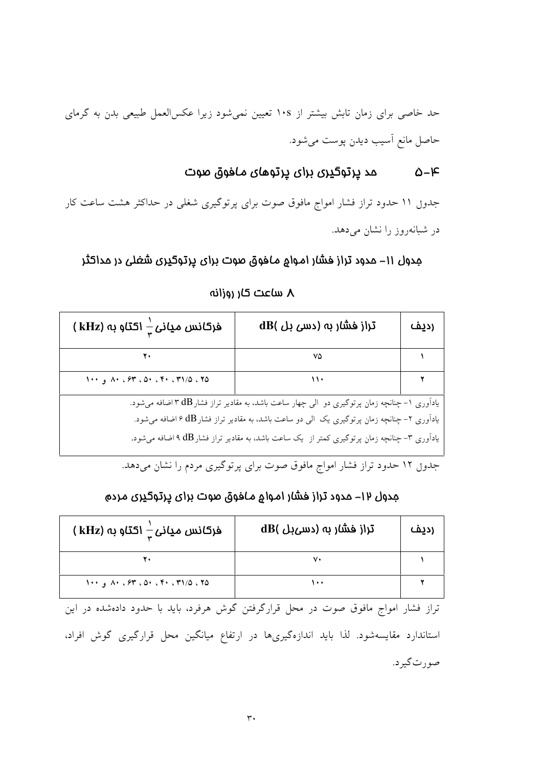حد خاصی برای زمان تابش بیشتر از ۱۰s تعیین نمی‌شود زیرا عکس‌العمل طبیعی بدن به گرمای حاصل مانع آسیب دیدن پوست می‌شود.

### ۵-۴ حد پرتوگیری برای پرتوهای مافوق صوت

جدول ۱۱ حدود تراز فشار امواج مافوق صوت برای پرتوگیری شغلی در حداکثر هشت ساعت کار در شبانه‌روز را نشان می‌دهد.

**جدول ۱۱- حدود تراز فشار امواج مافوق صوت برای پرتوگیری شغلی در حداکثر ۸ ساعت کار روزانه**

| ردیف | تراز فشار به (دسی بل )dB | فرکانس میانی $\frac{1}{3}$ اکتاو به (kHz) |
|---|---|---|
| ۱ | ۷۵ | ۲۰ |
| ۲ | ۱۱۰ | ۲۵ ، ۳۱/۵ ، ۴۰ ، ۵۰ ، ۶۳ ، ۸۰ و ۱۰۰ |

یادآوری ۱- چنانچه زمان پرتوگیری دو الی چهار ساعت باشد، به مقادیر تراز فشار dB ۳ اضافه می‌شود.
یادآوری ۲- چنانچه زمان پرتوگیری یک الی دو ساعت باشد، به مقادیر تراز فشار dB ۶ اضافه می‌شود.
یادآوری ۳- چنانچه زمان پرتوگیری کمتر از یک ساعت باشد، به مقادیر تراز فشار dB ۹ اضافه می‌شود.

جدول ۱۲ حدود تراز فشار امواج مافوق صوت برای پرتوگیری مردم را نشان می‌دهد.

**جدول ۱۲- حدود تراز فشار امواج مافوق صوت برای پرتوگیری مردم**

| ردیف | تراز فشار به (دسی‌بل )dB | فرکانس میانی $\frac{1}{3}$ اکتاو به (kHz) |
|---|---|---|
| ۱ | ۷۰ | ۲۰ |
| ۲ | ۱۰۰ | ۲۵ ، ۳۱/۵ ، ۴۰ ، ۵۰ ، ۶۳ ، ۸۰ و ۱۰۰ |

تراز فشار امواج مافوق صوت در محل قرارگرفتن گوش هرفرد، باید با حدود داده‌شده در این استاندارد مقایسه‌شود. لذا باید اندازه‌گیری‌ها در ارتفاع میانگین محل قرارگیری گوش افراد، صورت‌گیرد.